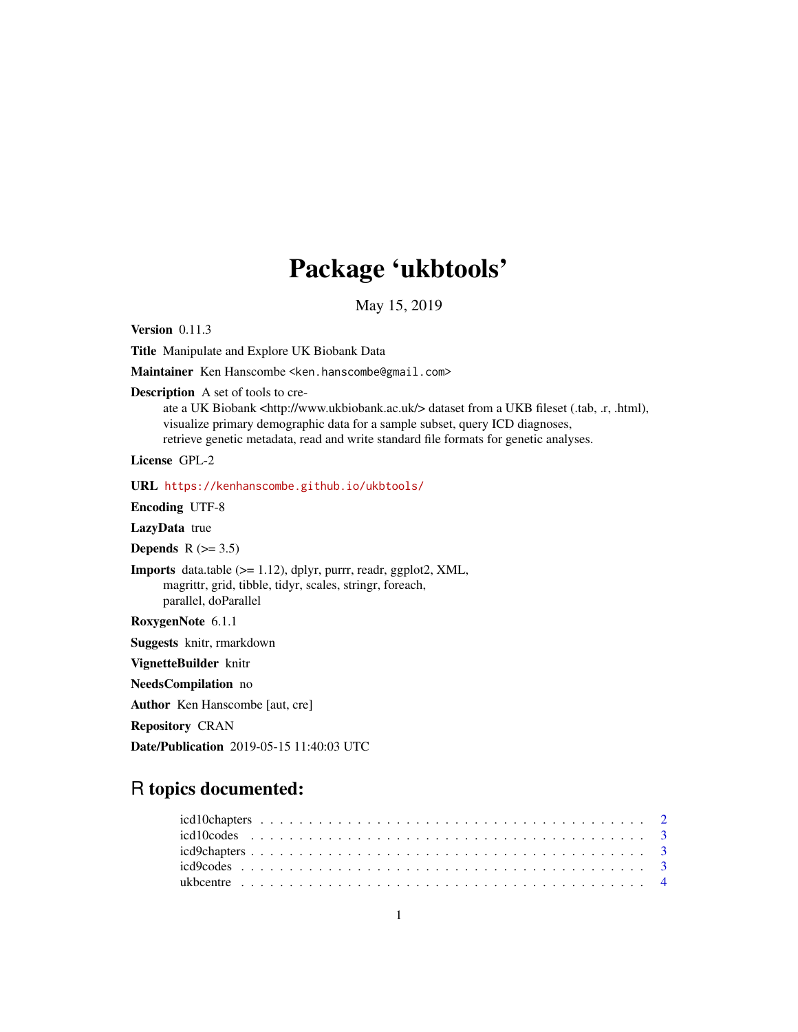# Package 'ukbtools'

May 15, 2019

**Version** 0.11.3

**Title** Manipulate and Explore UK Biobank Data

**Maintainer** Ken Hanscombe <ken.hanscombe@gmail.com>

**Description** A set of tools to create a UK Biobank <http://www.ukbiobank.ac.uk/> dataset from a UKB fileset (.tab, .r, .html), visualize primary demographic data for a sample subset, query ICD diagnoses, retrieve genetic metadata, read and write standard file formats for genetic analyses.

**License** GPL-2

**URL** https://kenhanscombe.github.io/ukbtools/

**Encoding** UTF-8

**LazyData** true

**Depends** R (>= 3.5)

**Imports** data.table (>= 1.12), dplyr, purrr, readr, ggplot2, XML, magrittr, grid, tibble, tidyr, scales, stringr, foreach, parallel, doParallel

**RoxygenNote** 6.1.1

**Suggests** knitr, rmarkdown

**VignetteBuilder** knitr

**NeedsCompilation** no

**Author** Ken Hanscombe [aut, cre]

**Repository** CRAN

**Date/Publication** 2019-05-15 11:40:03 UTC

## R topics documented:

| | |
|---|---|
| icd10chapters | 2 |
| icd10codes | 3 |
| icd9chapters | 3 |
| icd9codes | 3 |
| ukbcentre | 4 |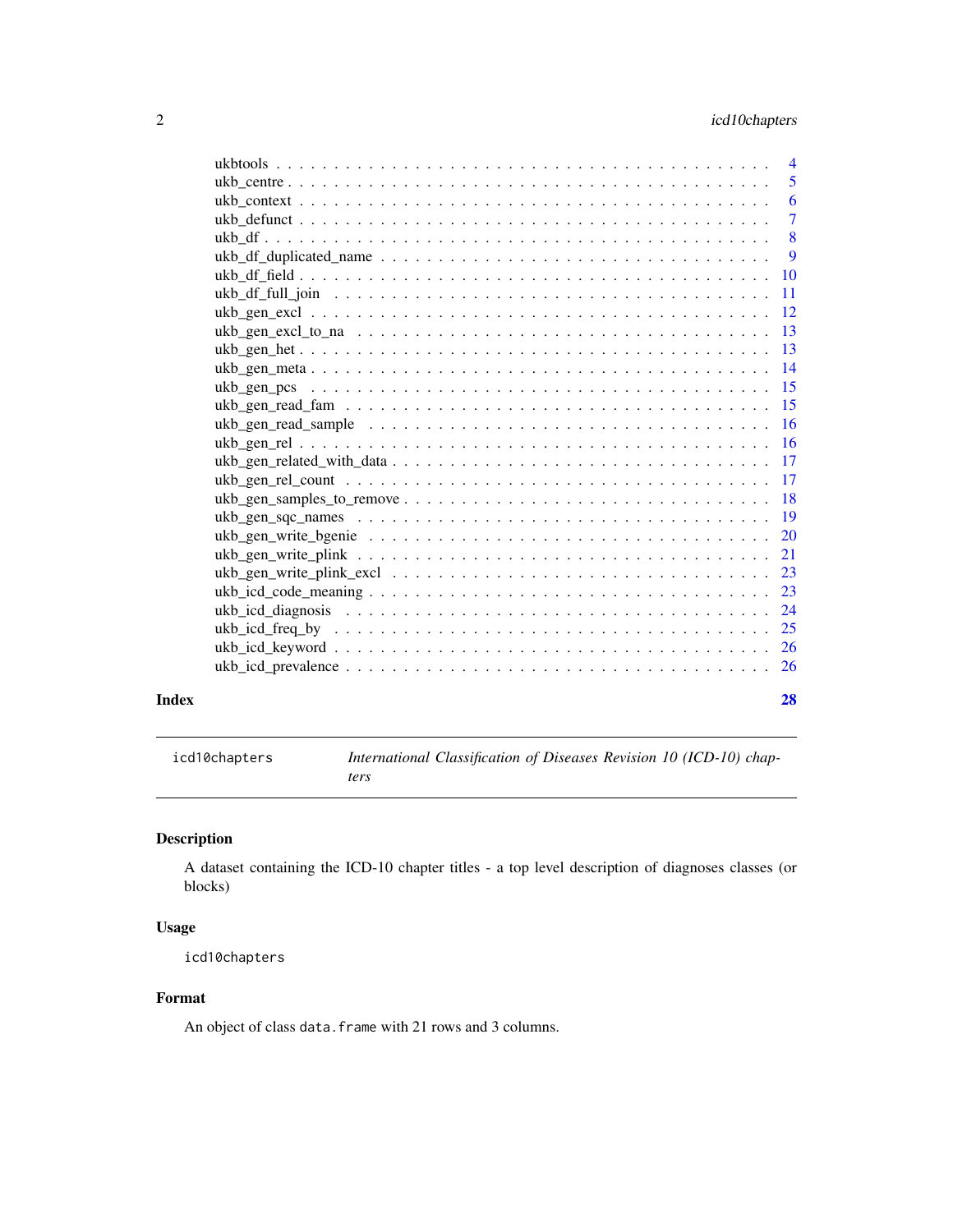ukbtools . . . . . . . . . . . . . . . . . . . . . . . . . . . . . . . . . . . . . . . . 4
ukb_centre . . . . . . . . . . . . . . . . . . . . . . . . . . . . . . . . . . . . . . . 5
ukb_context . . . . . . . . . . . . . . . . . . . . . . . . . . . . . . . . . . . . . . 6
ukb_defunct . . . . . . . . . . . . . . . . . . . . . . . . . . . . . . . . . . . . . . 7
ukb_df . . . . . . . . . . . . . . . . . . . . . . . . . . . . . . . . . . . . . . . . 8
ukb_df_duplicated_name . . . . . . . . . . . . . . . . . . . . . . . . . . . . . . . 9
ukb_df_field . . . . . . . . . . . . . . . . . . . . . . . . . . . . . . . . . . . . . 10
ukb_df_full_join . . . . . . . . . . . . . . . . . . . . . . . . . . . . . . . . . . . 11
ukb_gen_excl . . . . . . . . . . . . . . . . . . . . . . . . . . . . . . . . . . . . . 12
ukb_gen_excl_to_na . . . . . . . . . . . . . . . . . . . . . . . . . . . . . . . . . 13
ukb_gen_het . . . . . . . . . . . . . . . . . . . . . . . . . . . . . . . . . . . . . 13
ukb_gen_meta . . . . . . . . . . . . . . . . . . . . . . . . . . . . . . . . . . . . 14
ukb_gen_pcs . . . . . . . . . . . . . . . . . . . . . . . . . . . . . . . . . . . . . 15
ukb_gen_read_fam . . . . . . . . . . . . . . . . . . . . . . . . . . . . . . . . . . 15
ukb_gen_read_sample . . . . . . . . . . . . . . . . . . . . . . . . . . . . . . . . 16
ukb_gen_rel . . . . . . . . . . . . . . . . . . . . . . . . . . . . . . . . . . . . . 16
ukb_gen_related_with_data . . . . . . . . . . . . . . . . . . . . . . . . . . . . . . 17
ukb_gen_rel_count . . . . . . . . . . . . . . . . . . . . . . . . . . . . . . . . . . 17
ukb_gen_samples_to_remove . . . . . . . . . . . . . . . . . . . . . . . . . . . . . 18
ukb_gen_sqc_names . . . . . . . . . . . . . . . . . . . . . . . . . . . . . . . . . 19
ukb_gen_write_bgenie . . . . . . . . . . . . . . . . . . . . . . . . . . . . . . . . 20
ukb_gen_write_plink . . . . . . . . . . . . . . . . . . . . . . . . . . . . . . . . . 21
ukb_gen_write_plink_excl . . . . . . . . . . . . . . . . . . . . . . . . . . . . . . 23
ukb_icd_code_meaning . . . . . . . . . . . . . . . . . . . . . . . . . . . . . . . . 23
ukb_icd_diagnosis . . . . . . . . . . . . . . . . . . . . . . . . . . . . . . . . . . 24
ukb_icd_freq_by . . . . . . . . . . . . . . . . . . . . . . . . . . . . . . . . . . . 25
ukb_icd_keyword . . . . . . . . . . . . . . . . . . . . . . . . . . . . . . . . . . . 26
ukb_icd_prevalence . . . . . . . . . . . . . . . . . . . . . . . . . . . . . . . . . . 26

**Index** **28**

---

`icd10chapters` *International Classification of Diseases Revision 10 (ICD-10) chapters*

---

## Description

A dataset containing the ICD-10 chapter titles - a top level description of diagnoses classes (or blocks)

## Usage

```
icd10chapters
```

## Format

An object of class `data.frame` with 21 rows and 3 columns.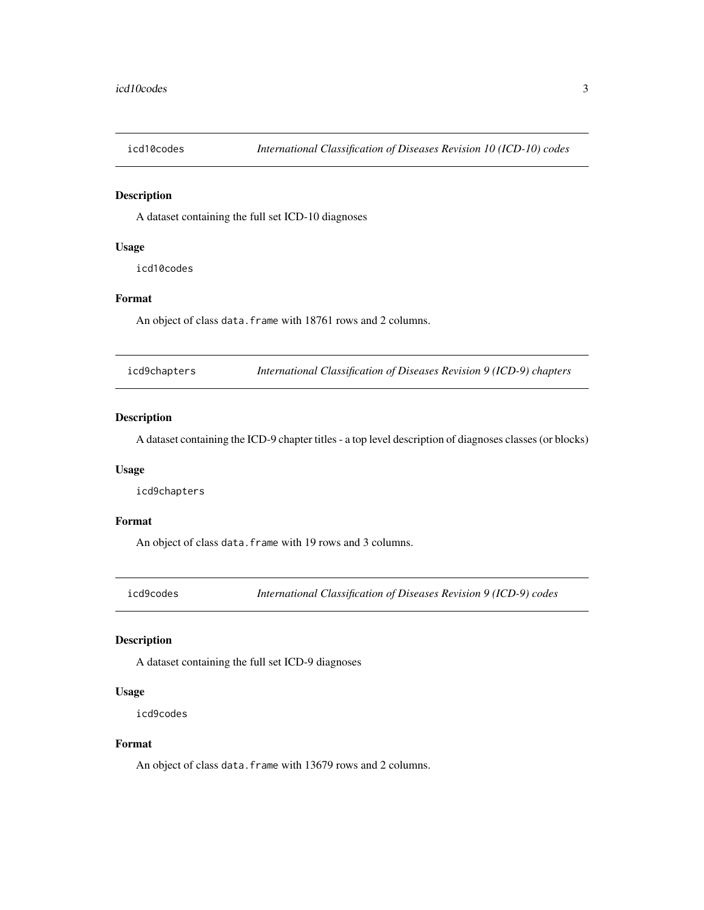## icd10codes — *International Classification of Diseases Revision 10 (ICD-10) codes*

### Description

A dataset containing the full set ICD-10 diagnoses

### Usage

```
icd10codes
```

### Format

An object of class `data.frame` with 18761 rows and 2 columns.

## icd9chapters — *International Classification of Diseases Revision 9 (ICD-9) chapters*

### Description

A dataset containing the ICD-9 chapter titles - a top level description of diagnoses classes (or blocks)

### Usage

```
icd9chapters
```

### Format

An object of class `data.frame` with 19 rows and 3 columns.

## icd9codes — *International Classification of Diseases Revision 9 (ICD-9) codes*

### Description

A dataset containing the full set ICD-9 diagnoses

### Usage

```
icd9codes
```

### Format

An object of class `data.frame` with 13679 rows and 2 columns.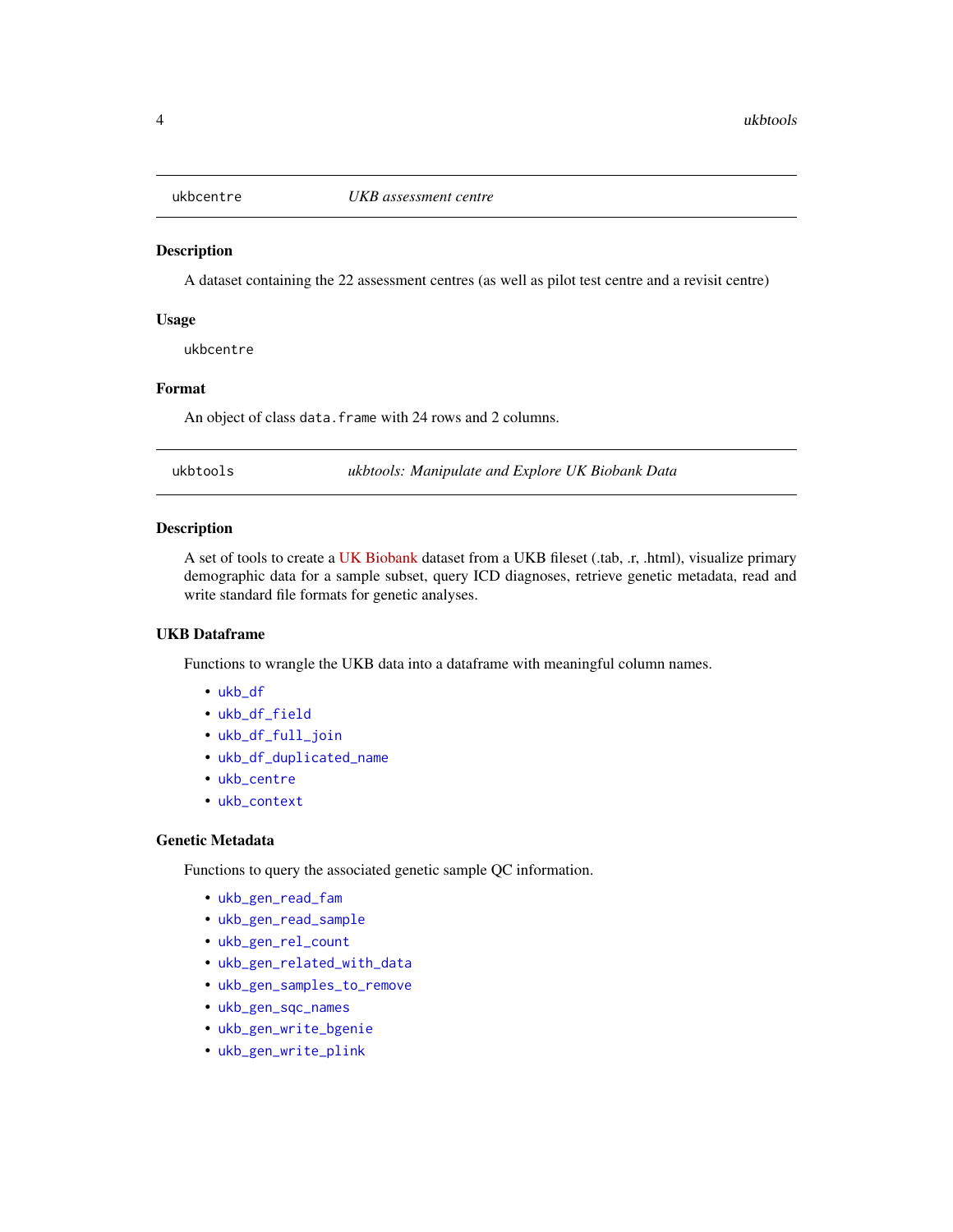## ukbcentre — *UKB assessment centre*

### Description

A dataset containing the 22 assessment centres (as well as pilot test centre and a revisit centre)

### Usage

```
ukbcentre
```

### Format

An object of class `data.frame` with 24 rows and 2 columns.

## ukbtools — *ukbtools: Manipulate and Explore UK Biobank Data*

### Description

A set of tools to create a UK Biobank dataset from a UKB fileset (.tab, .r, .html), visualize primary demographic data for a sample subset, query ICD diagnoses, retrieve genetic metadata, read and write standard file formats for genetic analyses.

### UKB Dataframe

Functions to wrangle the UKB data into a dataframe with meaningful column names.

- `ukb_df`
- `ukb_df_field`
- `ukb_df_full_join`
- `ukb_df_duplicated_name`
- `ukb_centre`
- `ukb_context`

### Genetic Metadata

Functions to query the associated genetic sample QC information.

- `ukb_gen_read_fam`
- `ukb_gen_read_sample`
- `ukb_gen_rel_count`
- `ukb_gen_related_with_data`
- `ukb_gen_samples_to_remove`
- `ukb_gen_sqc_names`
- `ukb_gen_write_bgenie`
- `ukb_gen_write_plink`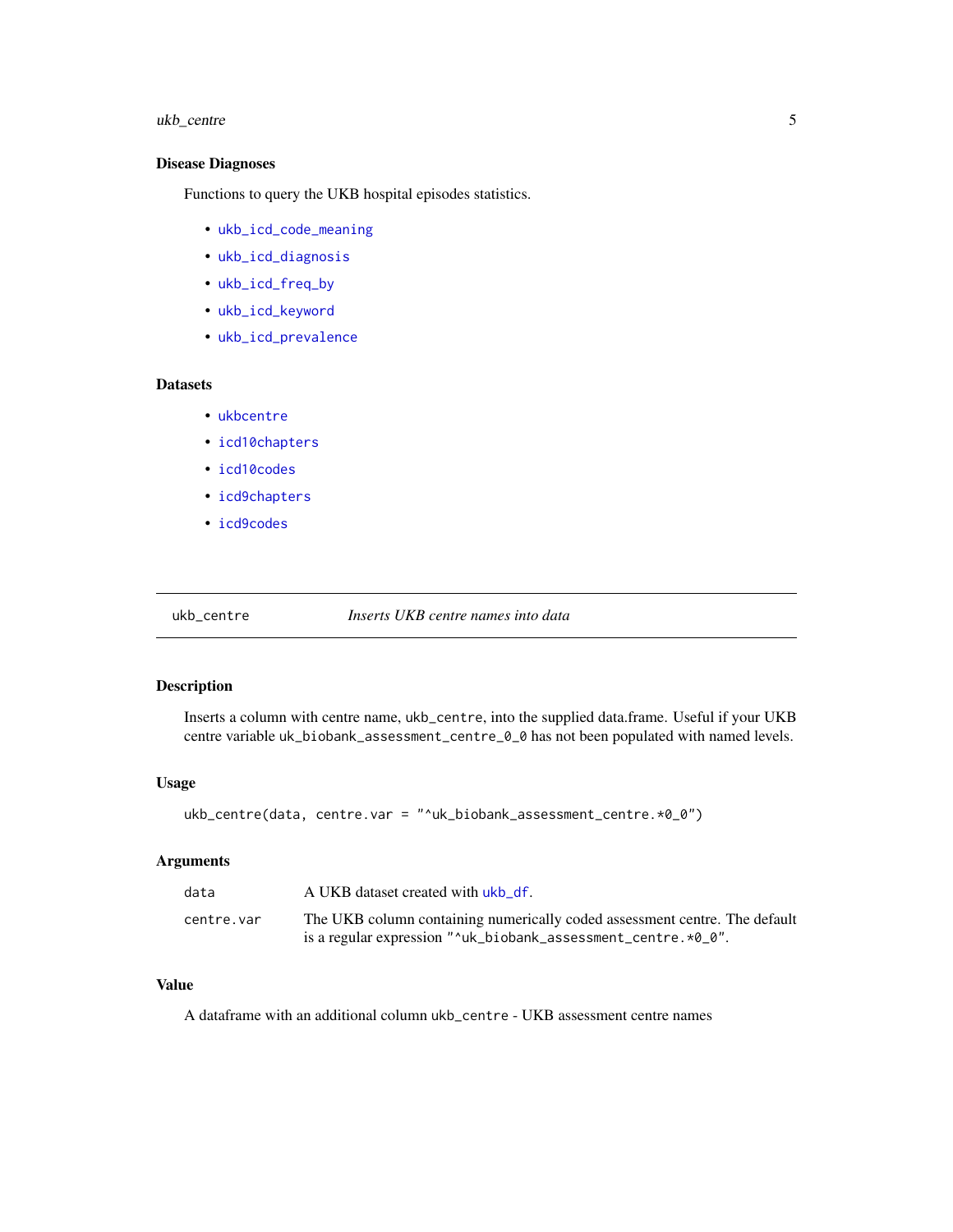### Disease Diagnoses

Functions to query the UKB hospital episodes statistics.

- `ukb_icd_code_meaning`
- `ukb_icd_diagnosis`
- `ukb_icd_freq_by`
- `ukb_icd_keyword`
- `ukb_icd_prevalence`

### Datasets

- `ukbcentre`
- `icd10chapters`
- `icd10codes`
- `icd9chapters`
- `icd9codes`

---

## ukb_centre — *Inserts UKB centre names into data*

---

### Description

Inserts a column with centre name, `ukb_centre`, into the supplied data.frame. Useful if your UKB centre variable `uk_biobank_assessment_centre_0_0` has not been populated with named levels.

### Usage

```
ukb_centre(data, centre.var = "^uk_biobank_assessment_centre.*0_0")
```

### Arguments

| | |
|---|---|
| `data` | A UKB dataset created with `ukb_df`. |
| `centre.var` | The UKB column containing numerically coded assessment centre. The default is a regular expression `"^uk_biobank_assessment_centre.*0_0"`. |

### Value

A dataframe with an additional column `ukb_centre` - UKB assessment centre names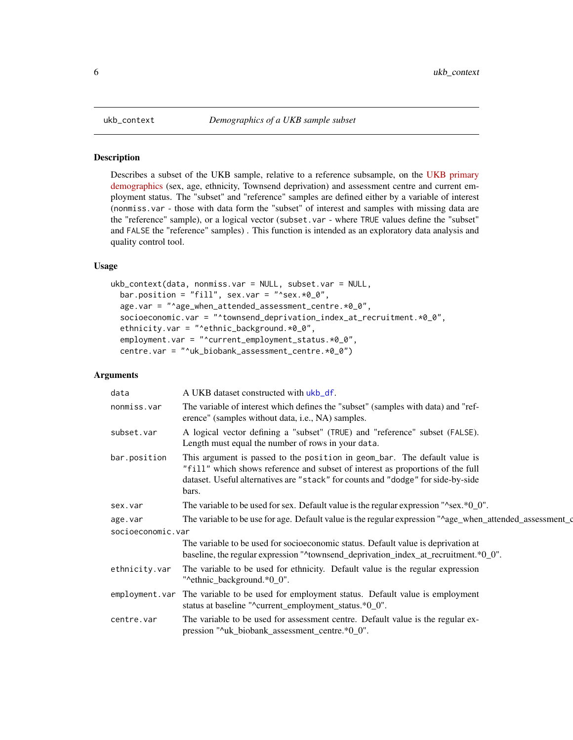ukb_context *Demographics of a UKB sample subset*

## Description

Describes a subset of the UKB sample, relative to a reference subsample, on the UKB primary demographics (sex, age, ethnicity, Townsend deprivation) and assessment centre and current employment status. The "subset" and "reference" samples are defined either by a variable of interest (`nonmiss.var` - those with data form the "subset" of interest and samples with missing data are the "reference" sample), or a logical vector (`subset.var` - where `TRUE` values define the "subset" and `FALSE` the "reference" samples) . This function is intended as an exploratory data analysis and quality control tool.

## Usage

```
ukb_context(data, nonmiss.var = NULL, subset.var = NULL,
  bar.position = "fill", sex.var = "^sex.*0_0",
  age.var = "^age_when_attended_assessment_centre.*0_0",
  socioeconomic.var = "^townsend_deprivation_index_at_recruitment.*0_0",
  ethnicity.var = "^ethnic_background.*0_0",
  employment.var = "^current_employment_status.*0_0",
  centre.var = "^uk_biobank_assessment_centre.*0_0")
```

## Arguments

| | |
|---|---|
| `data` | A UKB dataset constructed with `ukb_df`. |
| `nonmiss.var` | The variable of interest which defines the "subset" (samples with data) and "reference" (samples without data, i.e., NA) samples. |
| `subset.var` | A logical vector defining a "subset" (`TRUE`) and "reference" subset (`FALSE`). Length must equal the number of rows in your `data`. |
| `bar.position` | This argument is passed to the `position` in `geom_bar`. The default value is `"fill"` which shows reference and subset of interest as proportions of the full dataset. Useful alternatives are `"stack"` for counts and `"dodge"` for side-by-side bars. |
| `sex.var` | The variable to be used for sex. Default value is the regular expression "^sex.*0_0". |
| `age.var` | The variable to be use for age. Default value is the regular expression "^age_when_attended_assessment_c |
| `socioeconomic.var` | The variable to be used for socioeconomic status. Default value is deprivation at baseline, the regular expression "^townsend_deprivation_index_at_recruitment.*0_0". |
| `ethnicity.var` | The variable to be used for ethnicity. Default value is the regular expression "^ethnic_background.*0_0". |
| `employment.var` | The variable to be used for employment status. Default value is employment status at baseline "^current_employment_status.*0_0". |
| `centre.var` | The variable to be used for assessment centre. Default value is the regular expression "^uk_biobank_assessment_centre.*0_0". |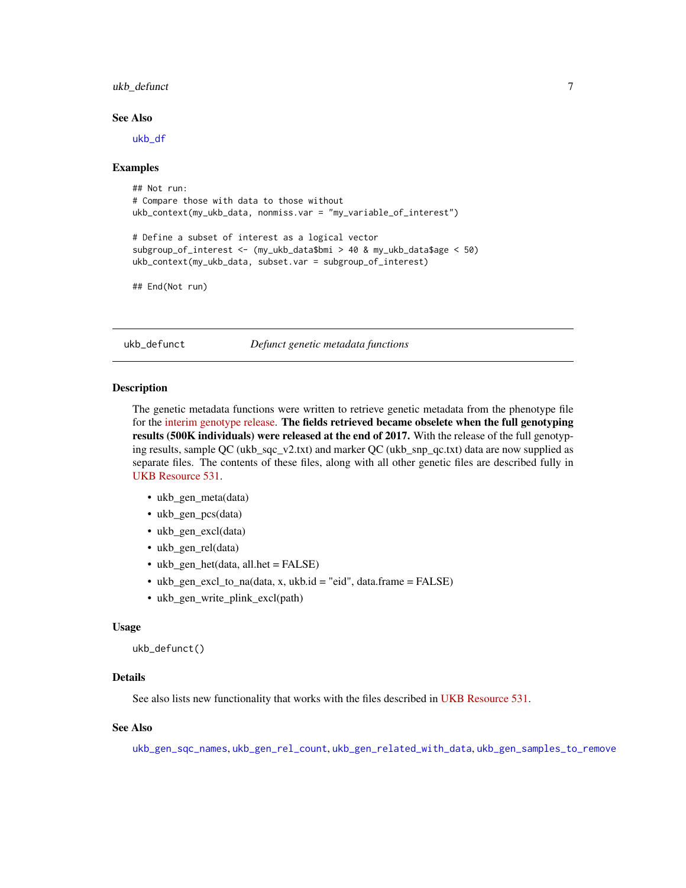### See Also

ukb_df

### Examples

```
## Not run:
# Compare those with data to those without
ukb_context(my_ukb_data, nonmiss.var = "my_variable_of_interest")

# Define a subset of interest as a logical vector
subgroup_of_interest <- (my_ukb_data$bmi > 40 & my_ukb_data$age < 50)
ukb_context(my_ukb_data, subset.var = subgroup_of_interest)

## End(Not run)
```

---

## ukb_defunct — *Defunct genetic metadata functions*

### Description

The genetic metadata functions were written to retrieve genetic metadata from the phenotype file for the interim genotype release. **The fields retrieved became obselete when the full genotyping results (500K individuals) were released at the end of 2017.** With the release of the full genotyping results, sample QC (ukb_sqc_v2.txt) and marker QC (ukb_snp_qc.txt) data are now supplied as separate files. The contents of these files, along with all other genetic files are described fully in UKB Resource 531.

- ukb_gen_meta(data)
- ukb_gen_pcs(data)
- ukb_gen_excl(data)
- ukb_gen_rel(data)
- ukb_gen_het(data, all.het = FALSE)
- ukb_gen_excl_to_na(data, x, ukb.id = "eid", data.frame = FALSE)
- ukb_gen_write_plink_excl(path)

### Usage

```
ukb_defunct()
```

### Details

See also lists new functionality that works with the files described in UKB Resource 531.

### See Also

ukb_gen_sqc_names, ukb_gen_rel_count, ukb_gen_related_with_data, ukb_gen_samples_to_remove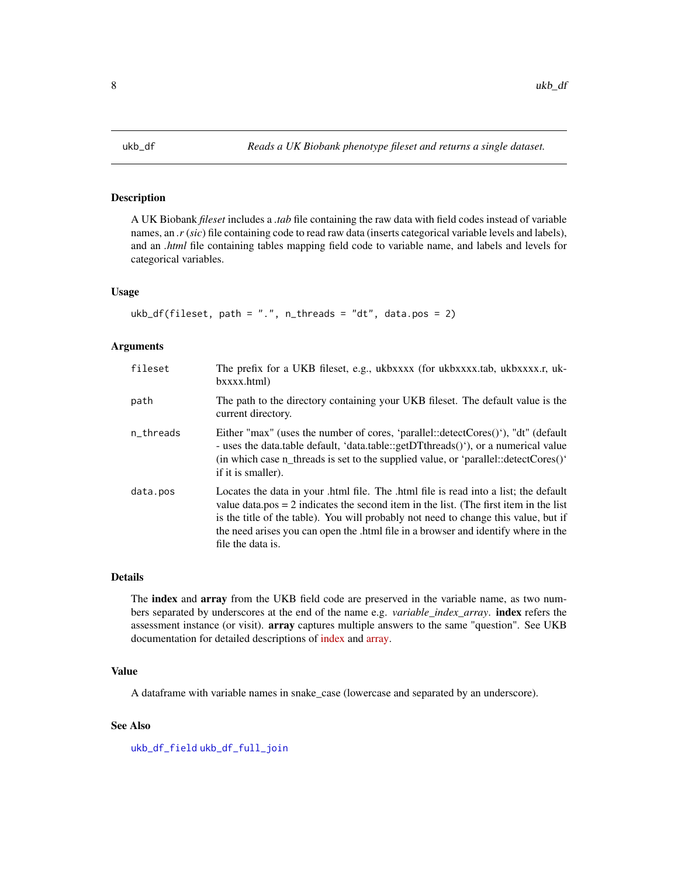# ukb_df — *Reads a UK Biobank phenotype fileset and returns a single dataset.*

## Description

A UK Biobank *fileset* includes a *.tab* file containing the raw data with field codes instead of variable names, an *.r* (*sic*) file containing code to read raw data (inserts categorical variable levels and labels), and an *.html* file containing tables mapping field code to variable name, and labels and levels for categorical variables.

## Usage

```
ukb_df(fileset, path = ".", n_threads = "dt", data.pos = 2)
```

## Arguments

| | |
|---|---|
| `fileset` | The prefix for a UKB fileset, e.g., ukbxxxx (for ukbxxxx.tab, ukbxxxx.r, ukbxxxx.html) |
| `path` | The path to the directory containing your UKB fileset. The default value is the current directory. |
| `n_threads` | Either "max" (uses the number of cores, 'parallel::detectCores()'), "dt" (default - uses the data.table default, 'data.table::getDTthreads()'), or a numerical value (in which case n_threads is set to the supplied value, or 'parallel::detectCores()' if it is smaller). |
| `data.pos` | Locates the data in your .html file. The .html file is read into a list; the default value data.pos = 2 indicates the second item in the list. (The first item in the list is the title of the table). You will probably not need to change this value, but if the need arises you can open the .html file in a browser and identify where in the file the data is. |

## Details

The **index** and **array** from the UKB field code are preserved in the variable name, as two numbers separated by underscores at the end of the name e.g. *variable_index_array*. **index** refers the assessment instance (or visit). **array** captures multiple answers to the same "question". See UKB documentation for detailed descriptions of index and array.

## Value

A dataframe with variable names in snake_case (lowercase and separated by an underscore).

## See Also

`ukb_df_field` `ukb_df_full_join`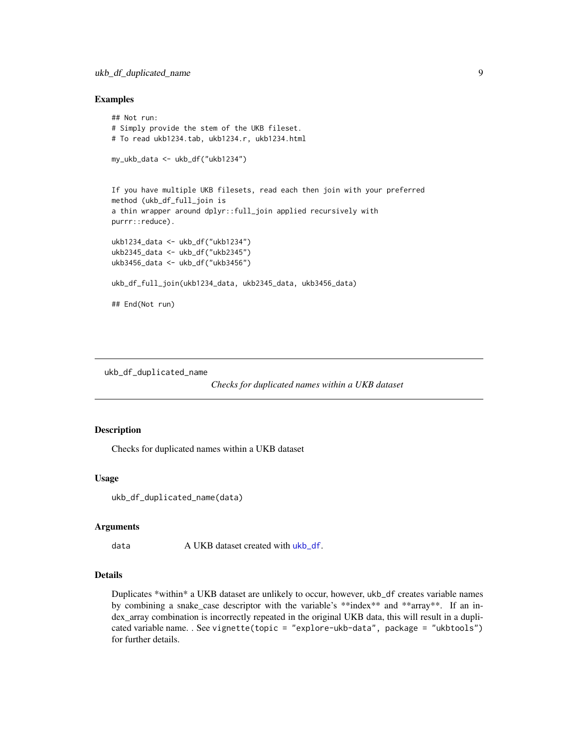## Examples

```
## Not run:
# Simply provide the stem of the UKB fileset.
# To read ukb1234.tab, ukb1234.r, ukb1234.html

my_ukb_data <- ukb_df("ukb1234")


If you have multiple UKB filesets, read each then join with your preferred
method (ukb_df_full_join is
a thin wrapper around dplyr::full_join applied recursively with
purrr::reduce).

ukb1234_data <- ukb_df("ukb1234")
ukb2345_data <- ukb_df("ukb2345")
ukb3456_data <- ukb_df("ukb3456")

ukb_df_full_join(ukb1234_data, ukb2345_data, ukb3456_data)

## End(Not run)
```

---

`ukb_df_duplicated_name` *Checks for duplicated names within a UKB dataset*

---

## Description

Checks for duplicated names within a UKB dataset

## Usage

```
ukb_df_duplicated_name(data)
```

## Arguments

| | |
|---|---|
| `data` | A UKB dataset created with `ukb_df`. |

## Details

Duplicates *within* a UKB dataset are unlikely to occur, however, `ukb_df` creates variable names by combining a snake_case descriptor with the variable's **index** and **array**. If an index_array combination is incorrectly repeated in the original UKB data, this will result in a duplicated variable name. . See `vignette(topic = "explore-ukb-data", package = "ukbtools")` for further details.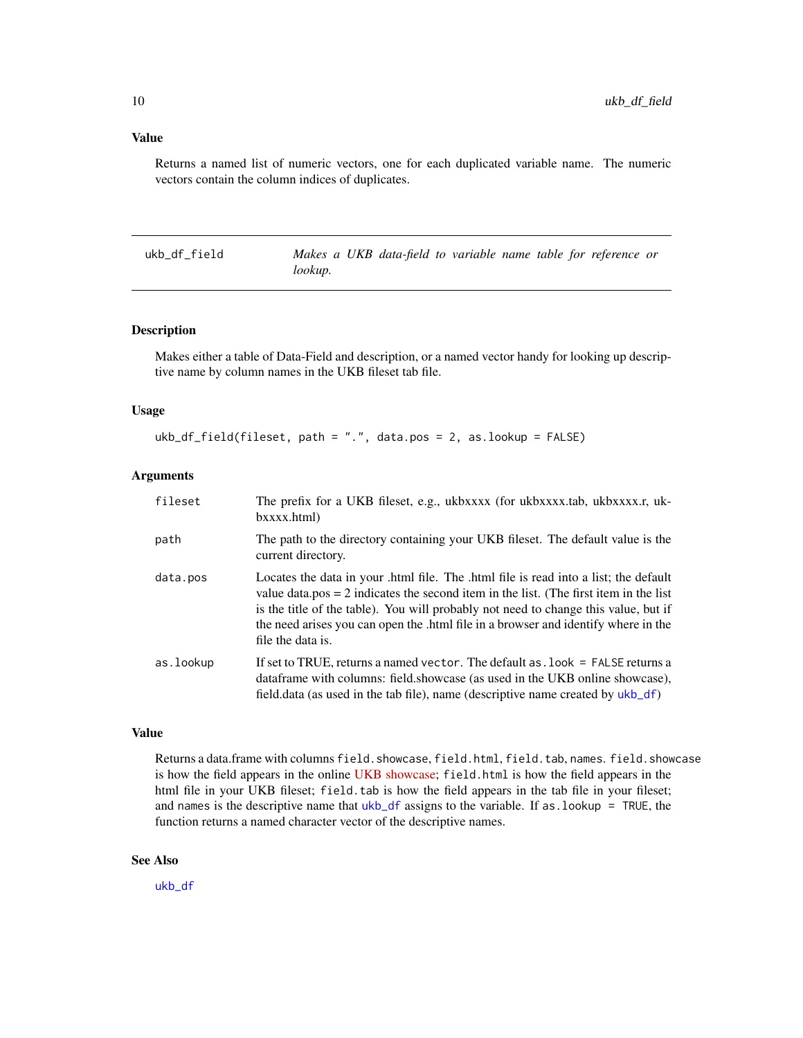## Value

Returns a named list of numeric vectors, one for each duplicated variable name. The numeric vectors contain the column indices of duplicates.

---

| `ukb_df_field` | *Makes a UKB data-field to variable name table for reference or lookup.* |
|---|---|

---

## Description

Makes either a table of Data-Field and description, or a named vector handy for looking up descriptive name by column names in the UKB fileset tab file.

## Usage

```
ukb_df_field(fileset, path = ".", data.pos = 2, as.lookup = FALSE)
```

## Arguments

| | |
|---|---|
| `fileset` | The prefix for a UKB fileset, e.g., ukbxxxx (for ukbxxxx.tab, ukbxxxx.r, ukbxxxx.html) |
| `path` | The path to the directory containing your UKB fileset. The default value is the current directory. |
| `data.pos` | Locates the data in your .html file. The .html file is read into a list; the default value data.pos = 2 indicates the second item in the list. (The first item in the list is the title of the table). You will probably not need to change this value, but if the need arises you can open the .html file in a browser and identify where in the file the data is. |
| `as.lookup` | If set to TRUE, returns a named `vector`. The default `as.look = FALSE` returns a dataframe with columns: field.showcase (as used in the UKB online showcase), field.data (as used in the tab file), name (descriptive name created by `ukb_df`) |

## Value

Returns a data.frame with columns `field.showcase`, `field.html`, `field.tab`, `names`. `field.showcase` is how the field appears in the online UKB showcase; `field.html` is how the field appears in the html file in your UKB fileset; `field.tab` is how the field appears in the tab file in your fileset; and `names` is the descriptive name that `ukb_df` assigns to the variable. If `as.lookup = TRUE`, the function returns a named character vector of the descriptive names.

## See Also

`ukb_df`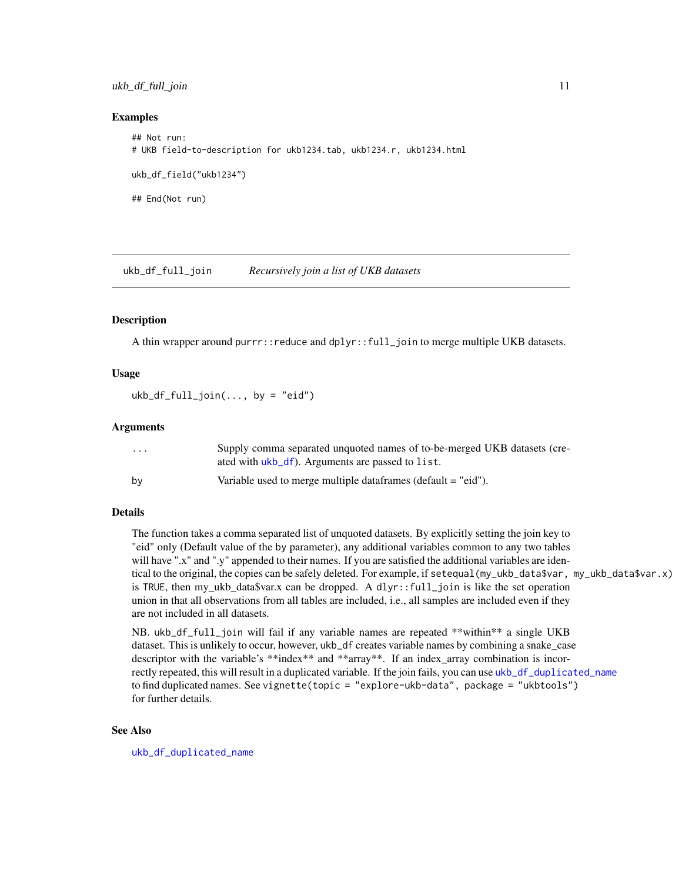## Examples

```
## Not run:
# UKB field-to-description for ukb1234.tab, ukb1234.r, ukb1234.html

ukb_df_field("ukb1234")

## End(Not run)
```

---

## ukb_df_full_join — *Recursively join a list of UKB datasets*

### Description

A thin wrapper around `purrr::reduce` and `dplyr::full_join` to merge multiple UKB datasets.

### Usage

```
ukb_df_full_join(..., by = "eid")
```

### Arguments

| | |
|---|---|
| `...` | Supply comma separated unquoted names of to-be-merged UKB datasets (created with `ukb_df`). Arguments are passed to `list`. |
| `by` | Variable used to merge multiple dataframes (default = "eid"). |

### Details

The function takes a comma separated list of unquoted datasets. By explicitly setting the join key to "eid" only (Default value of the by parameter), any additional variables common to any two tables will have ".x" and ".y" appended to their names. If you are satisfied the additional variables are identical to the original, the copies can be safely deleted. For example, if `setequal(my_ukb_data$var, my_ukb_data$var.x)` is `TRUE`, then my_ukb_data$var.x can be dropped. A `dlyr::full_join` is like the set operation union in that all observations from all tables are included, i.e., all samples are included even if they are not included in all datasets.

NB. `ukb_df_full_join` will fail if any variable names are repeated **within** a single UKB dataset. This is unlikely to occur, however, `ukb_df` creates variable names by combining a snake_case descriptor with the variable's **index** and **array**. If an index_array combination is incorrectly repeated, this will result in a duplicated variable. If the join fails, you can use `ukb_df_duplicated_name` to find duplicated names. See `vignette(topic = "explore-ukb-data", package = "ukbtools")` for further details.

### See Also

`ukb_df_duplicated_name`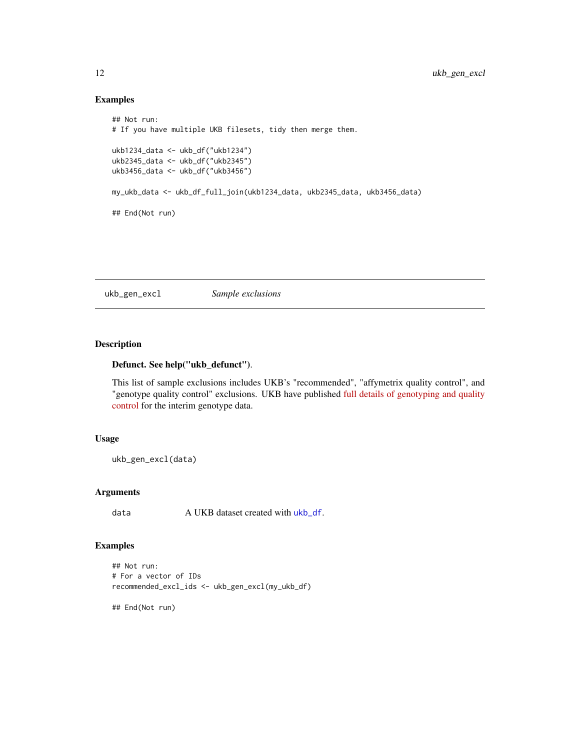### Examples

```
## Not run:
# If you have multiple UKB filesets, tidy then merge them.

ukb1234_data <- ukb_df("ukb1234")
ukb2345_data <- ukb_df("ukb2345")
ukb3456_data <- ukb_df("ukb3456")

my_ukb_data <- ukb_df_full_join(ukb1234_data, ukb2345_data, ukb3456_data)

## End(Not run)
```

---

## ukb_gen_excl    *Sample exclusions*

---

### Description

**Defunct. See help("ukb_defunct").**

This list of sample exclusions includes UKB's "recommended", "affymetrix quality control", and "genotype quality control" exclusions. UKB have published full details of genotyping and quality control for the interim genotype data.

### Usage

```
ukb_gen_excl(data)
```

### Arguments

| | |
|---|---|
| data | A UKB dataset created with `ukb_df`. |

### Examples

```
## Not run:
# For a vector of IDs
recommended_excl_ids <- ukb_gen_excl(my_ukb_df)

## End(Not run)
```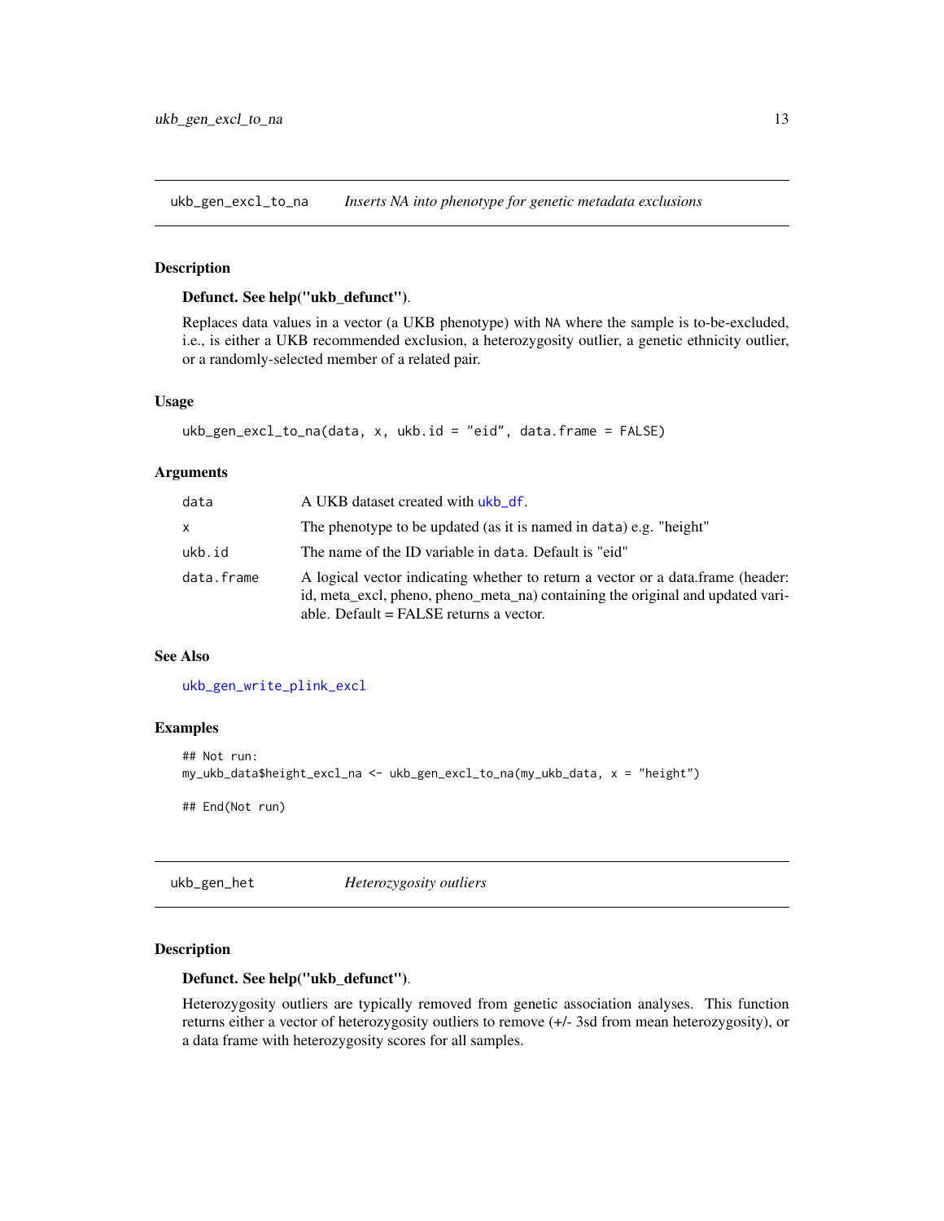## ukb_gen_excl_to_na — *Inserts NA into phenotype for genetic metadata exclusions*

### Description

**Defunct. See help("ukb_defunct")**.

Replaces data values in a vector (a UKB phenotype) with `NA` where the sample is to-be-excluded, i.e., is either a UKB recommended exclusion, a heterozygosity outlier, a genetic ethnicity outlier, or a randomly-selected member of a related pair.

### Usage

```
ukb_gen_excl_to_na(data, x, ukb.id = "eid", data.frame = FALSE)
```

### Arguments

| | |
|---|---|
| `data` | A UKB dataset created with `ukb_df`. |
| `x` | The phenotype to be updated (as it is named in `data`) e.g. "height" |
| `ukb.id` | The name of the ID variable in `data`. Default is "eid" |
| `data.frame` | A logical vector indicating whether to return a vector or a data.frame (header: id, meta_excl, pheno, pheno_meta_na) containing the original and updated variable. Default = FALSE returns a vector. |

### See Also

`ukb_gen_write_plink_excl`

### Examples

```
## Not run:
my_ukb_data$height_excl_na <- ukb_gen_excl_to_na(my_ukb_data, x = "height")

## End(Not run)
```

## ukb_gen_het — *Heterozygosity outliers*

### Description

**Defunct. See help("ukb_defunct")**.

Heterozygosity outliers are typically removed from genetic association analyses. This function returns either a vector of heterozygosity outliers to remove (+/- 3sd from mean heterozygosity), or a data frame with heterozygosity scores for all samples.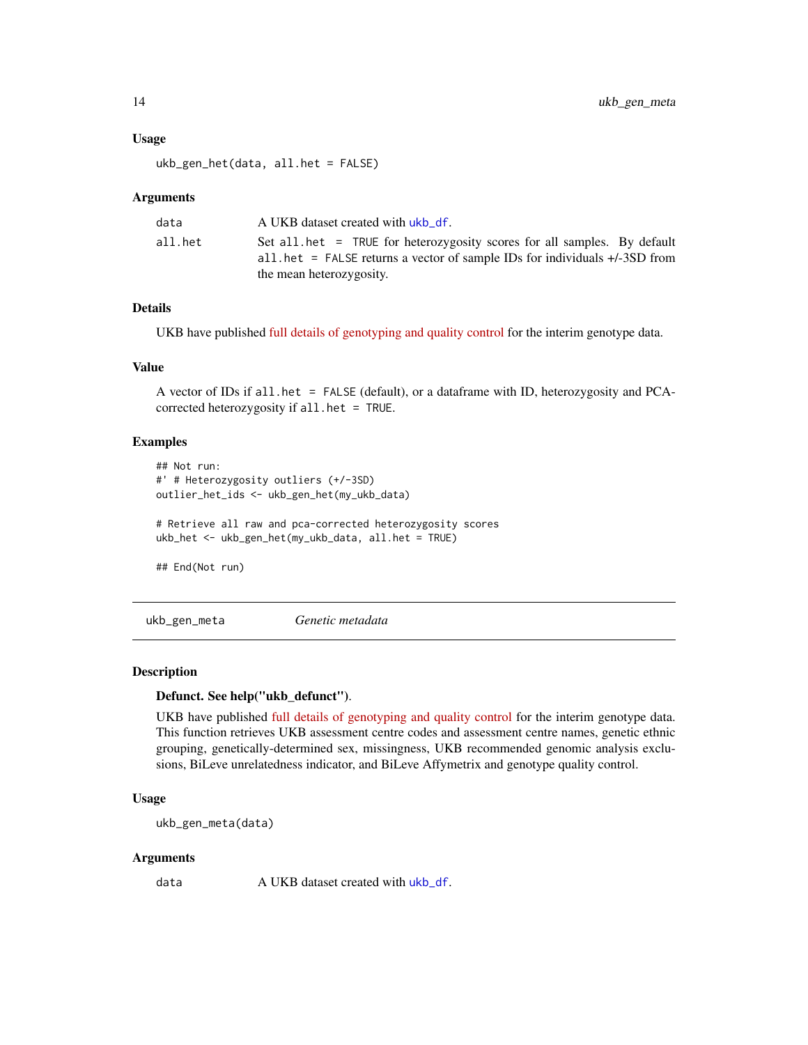### Usage

```
ukb_gen_het(data, all.het = FALSE)
```

### Arguments

| | |
|---|---|
| `data` | A UKB dataset created with `ukb_df`. |
| `all.het` | Set `all.het = TRUE` for heterozygosity scores for all samples. By default `all.het = FALSE` returns a vector of sample IDs for individuals +/-3SD from the mean heterozygosity. |

### Details

UKB have published full details of genotyping and quality control for the interim genotype data.

### Value

A vector of IDs if `all.het = FALSE` (default), or a dataframe with ID, heterozygosity and PCA-corrected heterozygosity if `all.het = TRUE`.

### Examples

```
## Not run:
#' # Heterozygosity outliers (+/-3SD)
outlier_het_ids <- ukb_gen_het(my_ukb_data)

# Retrieve all raw and pca-corrected heterozygosity scores
ukb_het <- ukb_gen_het(my_ukb_data, all.het = TRUE)

## End(Not run)
```

---

## ukb_gen_meta    *Genetic metadata*

---

### Description

**Defunct. See help("ukb_defunct").**

UKB have published full details of genotyping and quality control for the interim genotype data. This function retrieves UKB assessment centre codes and assessment centre names, genetic ethnic grouping, genetically-determined sex, missingness, UKB recommended genomic analysis exclusions, BiLeve unrelatedness indicator, and BiLeve Affymetrix and genotype quality control.

### Usage

```
ukb_gen_meta(data)
```

### Arguments

| | |
|---|---|
| `data` | A UKB dataset created with `ukb_df`. |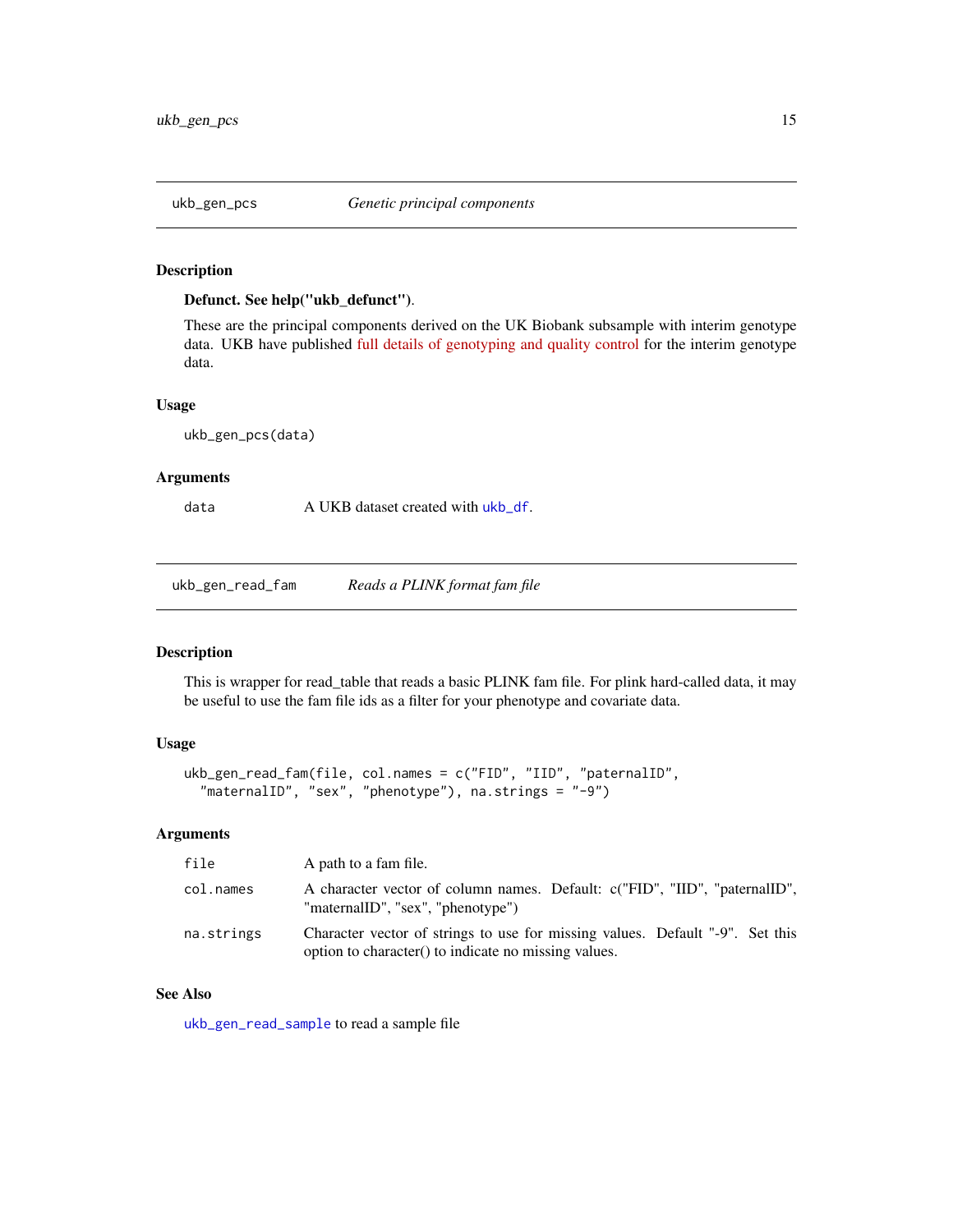## ukb_gen_pcs — *Genetic principal components*

### Description

**Defunct. See help("ukb_defunct").**

These are the principal components derived on the UK Biobank subsample with interim genotype data. UKB have published full details of genotyping and quality control for the interim genotype data.

### Usage

```
ukb_gen_pcs(data)
```

### Arguments

| | |
|---|---|
| data | A UKB dataset created with `ukb_df`. |

## ukb_gen_read_fam — *Reads a PLINK format fam file*

### Description

This is wrapper for read_table that reads a basic PLINK fam file. For plink hard-called data, it may be useful to use the fam file ids as a filter for your phenotype and covariate data.

### Usage

```
ukb_gen_read_fam(file, col.names = c("FID", "IID", "paternalID",
  "maternalID", "sex", "phenotype"), na.strings = "-9")
```

### Arguments

| | |
|---|---|
| file | A path to a fam file. |
| col.names | A character vector of column names. Default: c("FID", "IID", "paternalID", "maternalID", "sex", "phenotype") |
| na.strings | Character vector of strings to use for missing values. Default "-9". Set this option to character() to indicate no missing values. |

### See Also

`ukb_gen_read_sample` to read a sample file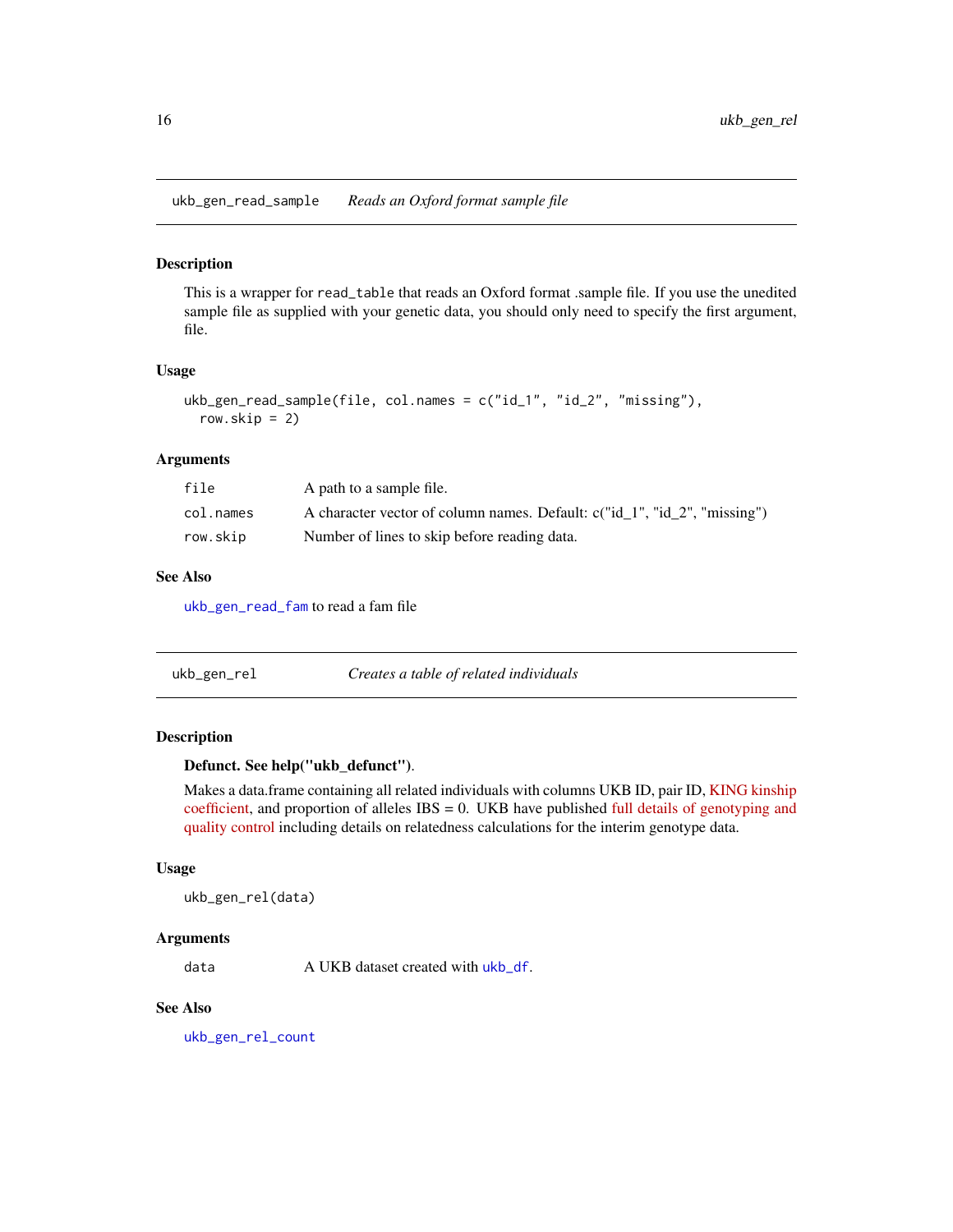## ukb_gen_read_sample — *Reads an Oxford format sample file*

### Description

This is a wrapper for `read_table` that reads an Oxford format .sample file. If you use the unedited sample file as supplied with your genetic data, you should only need to specify the first argument, file.

### Usage

```
ukb_gen_read_sample(file, col.names = c("id_1", "id_2", "missing"),
  row.skip = 2)
```

### Arguments

| | |
|---|---|
| `file` | A path to a sample file. |
| `col.names` | A character vector of column names. Default: c("id_1", "id_2", "missing") |
| `row.skip` | Number of lines to skip before reading data. |

### See Also

`ukb_gen_read_fam` to read a fam file

## ukb_gen_rel — *Creates a table of related individuals*

### Description

**Defunct. See help("ukb_defunct")**.

Makes a data.frame containing all related individuals with columns UKB ID, pair ID, KING kinship coefficient, and proportion of alleles IBS = 0. UKB have published full details of genotyping and quality control including details on relatedness calculations for the interim genotype data.

### Usage

```
ukb_gen_rel(data)
```

### Arguments

| | |
|---|---|
| `data` | A UKB dataset created with `ukb_df`. |

### See Also

`ukb_gen_rel_count`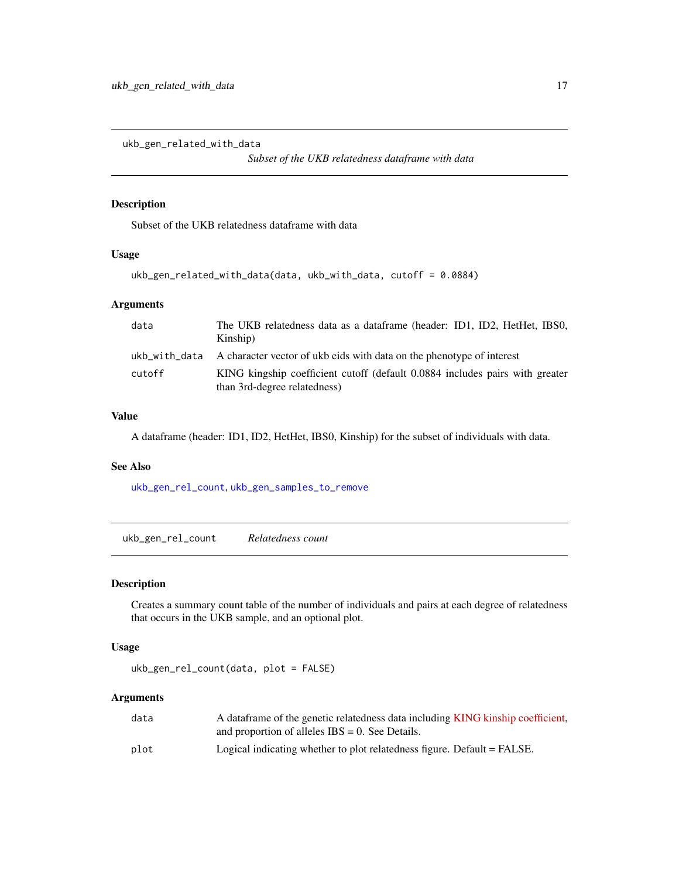## ukb_gen_related_with_data

*Subset of the UKB relatedness dataframe with data*

### Description

Subset of the UKB relatedness dataframe with data

### Usage

```
ukb_gen_related_with_data(data, ukb_with_data, cutoff = 0.0884)
```

### Arguments

| | |
|---|---|
| data | The UKB relatedness data as a dataframe (header: ID1, ID2, HetHet, IBS0, Kinship) |
| ukb_with_data | A character vector of ukb eids with data on the phenotype of interest |
| cutoff | KING kingship coefficient cutoff (default 0.0884 includes pairs with greater than 3rd-degree relatedness) |

### Value

A dataframe (header: ID1, ID2, HetHet, IBS0, Kinship) for the subset of individuals with data.

### See Also

ukb_gen_rel_count, ukb_gen_samples_to_remove

## ukb_gen_rel_count

*Relatedness count*

### Description

Creates a summary count table of the number of individuals and pairs at each degree of relatedness that occurs in the UKB sample, and an optional plot.

### Usage

```
ukb_gen_rel_count(data, plot = FALSE)
```

### Arguments

| | |
|---|---|
| data | A dataframe of the genetic relatedness data including KING kinship coefficient, and proportion of alleles IBS = 0. See Details. |
| plot | Logical indicating whether to plot relatedness figure. Default = FALSE. |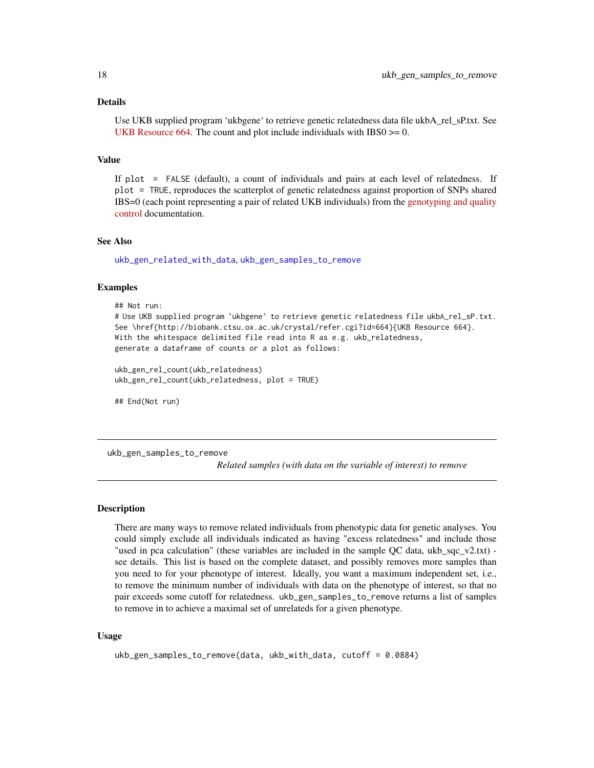### Details

Use UKB supplied program 'ukbgene' to retrieve genetic relatedness data file ukbA_rel_sP.txt. See UKB Resource 664. The count and plot include individuals with IBS0 >= 0.

### Value

If `plot = FALSE` (default), a count of individuals and pairs at each level of relatedness. If `plot = TRUE`, reproduces the scatterplot of genetic relatedness against proportion of SNPs shared IBS=0 (each point representing a pair of related UKB individuals) from the genotyping and quality control documentation.

### See Also

`ukb_gen_related_with_data`, `ukb_gen_samples_to_remove`

### Examples

```
## Not run:
# Use UKB supplied program `ukbgene` to retrieve genetic relatedness file ukbA_rel_sP.txt.
See \href{http://biobank.ctsu.ox.ac.uk/crystal/refer.cgi?id=664}{UKB Resource 664}.
With the whitespace delimited file read into R as e.g. ukb_relatedness,
generate a dataframe of counts or a plot as follows:

ukb_gen_rel_count(ukb_relatedness)
ukb_gen_rel_count(ukb_relatedness, plot = TRUE)

## End(Not run)
```

---

## ukb_gen_samples_to_remove

*Related samples (with data on the variable of interest) to remove*

---

### Description

There are many ways to remove related individuals from phenotypic data for genetic analyses. You could simply exclude all individuals indicated as having "excess relatedness" and include those "used in pca calculation" (these variables are included in the sample QC data, ukb_sqc_v2.txt) - see details. This list is based on the complete dataset, and possibly removes more samples than you need to for your phenotype of interest. Ideally, you want a maximum independent set, i.e., to remove the minimum number of individuals with data on the phenotype of interest, so that no pair exceeds some cutoff for relatedness. `ukb_gen_samples_to_remove` returns a list of samples to remove in to achieve a maximal set of unrelateds for a given phenotype.

### Usage

```
ukb_gen_samples_to_remove(data, ukb_with_data, cutoff = 0.0884)
```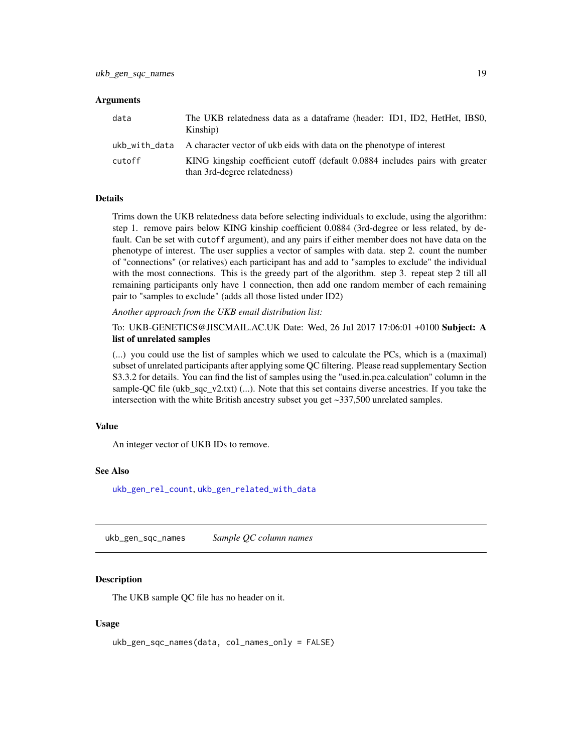### Arguments

| | |
|---|---|
| `data` | The UKB relatedness data as a dataframe (header: ID1, ID2, HetHet, IBS0, Kinship) |
| `ukb_with_data` | A character vector of ukb eids with data on the phenotype of interest |
| `cutoff` | KING kingship coefficient cutoff (default 0.0884 includes pairs with greater than 3rd-degree relatedness) |

### Details

Trims down the UKB relatedness data before selecting individuals to exclude, using the algorithm: step 1. remove pairs below KING kinship coefficient 0.0884 (3rd-degree or less related, by default. Can be set with `cutoff` argument), and any pairs if either member does not have data on the phenotype of interest. The user supplies a vector of samples with data. step 2. count the number of "connections" (or relatives) each participant has and add to "samples to exclude" the individual with the most connections. This is the greedy part of the algorithm. step 3. repeat step 2 till all remaining participants only have 1 connection, then add one random member of each remaining pair to "samples to exclude" (adds all those listed under ID2)

*Another approach from the UKB email distribution list:*

To: UKB-GENETICS@JISCMAIL.AC.UK Date: Wed, 26 Jul 2017 17:06:01 +0100 **Subject: A list of unrelated samples**

(...) you could use the list of samples which we used to calculate the PCs, which is a (maximal) subset of unrelated participants after applying some QC filtering. Please read supplementary Section S3.3.2 for details. You can find the list of samples using the "used.in.pca.calculation" column in the sample-QC file (ukb_sqc_v2.txt) (...). Note that this set contains diverse ancestries. If you take the intersection with the white British ancestry subset you get ~337,500 unrelated samples.

### Value

An integer vector of UKB IDs to remove.

### See Also

`ukb_gen_rel_count`, `ukb_gen_related_with_data`

---

## `ukb_gen_sqc_names` *Sample QC column names*

### Description

The UKB sample QC file has no header on it.

### Usage

```
ukb_gen_sqc_names(data, col_names_only = FALSE)
```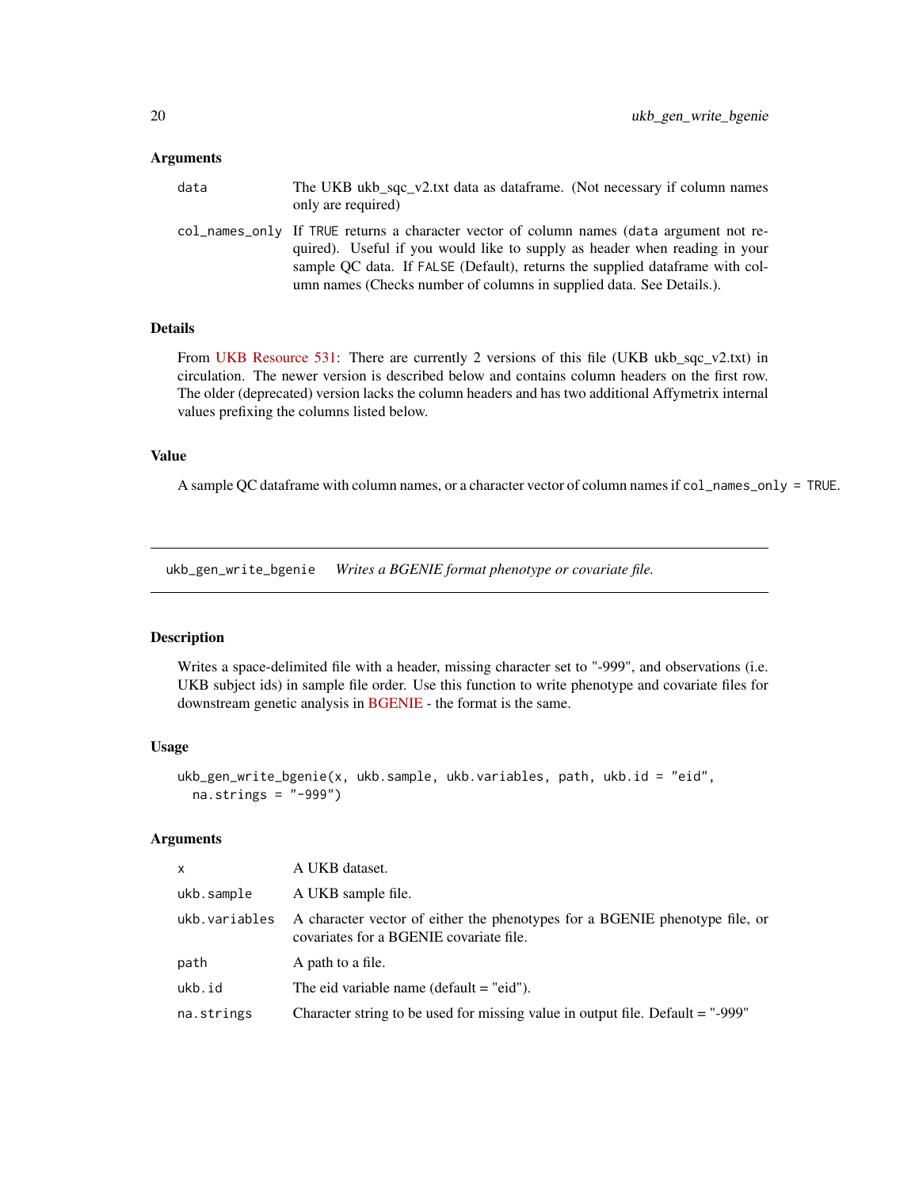### Arguments

| | |
|---|---|
| data | The UKB ukb_sqc_v2.txt data as dataframe. (Not necessary if column names only are required) |
| col_names_only | If TRUE returns a character vector of column names (data argument not required). Useful if you would like to supply as header when reading in your sample QC data. If FALSE (Default), returns the supplied dataframe with column names (Checks number of columns in supplied data. See Details.). |

### Details

From UKB Resource 531: There are currently 2 versions of this file (UKB ukb_sqc_v2.txt) in circulation. The newer version is described below and contains column headers on the first row. The older (deprecated) version lacks the column headers and has two additional Affymetrix internal values prefixing the columns listed below.

### Value

A sample QC dataframe with column names, or a character vector of column names if `col_names_only = TRUE`.

---

## ukb_gen_write_bgenie *Writes a BGENIE format phenotype or covariate file.*

### Description

Writes a space-delimited file with a header, missing character set to "-999", and observations (i.e. UKB subject ids) in sample file order. Use this function to write phenotype and covariate files for downstream genetic analysis in BGENIE - the format is the same.

### Usage

```
ukb_gen_write_bgenie(x, ukb.sample, ukb.variables, path, ukb.id = "eid",
  na.strings = "-999")
```

### Arguments

| | |
|---|---|
| x | A UKB dataset. |
| ukb.sample | A UKB sample file. |
| ukb.variables | A character vector of either the phenotypes for a BGENIE phenotype file, or covariates for a BGENIE covariate file. |
| path | A path to a file. |
| ukb.id | The eid variable name (default = "eid"). |
| na.strings | Character string to be used for missing value in output file. Default = "-999" |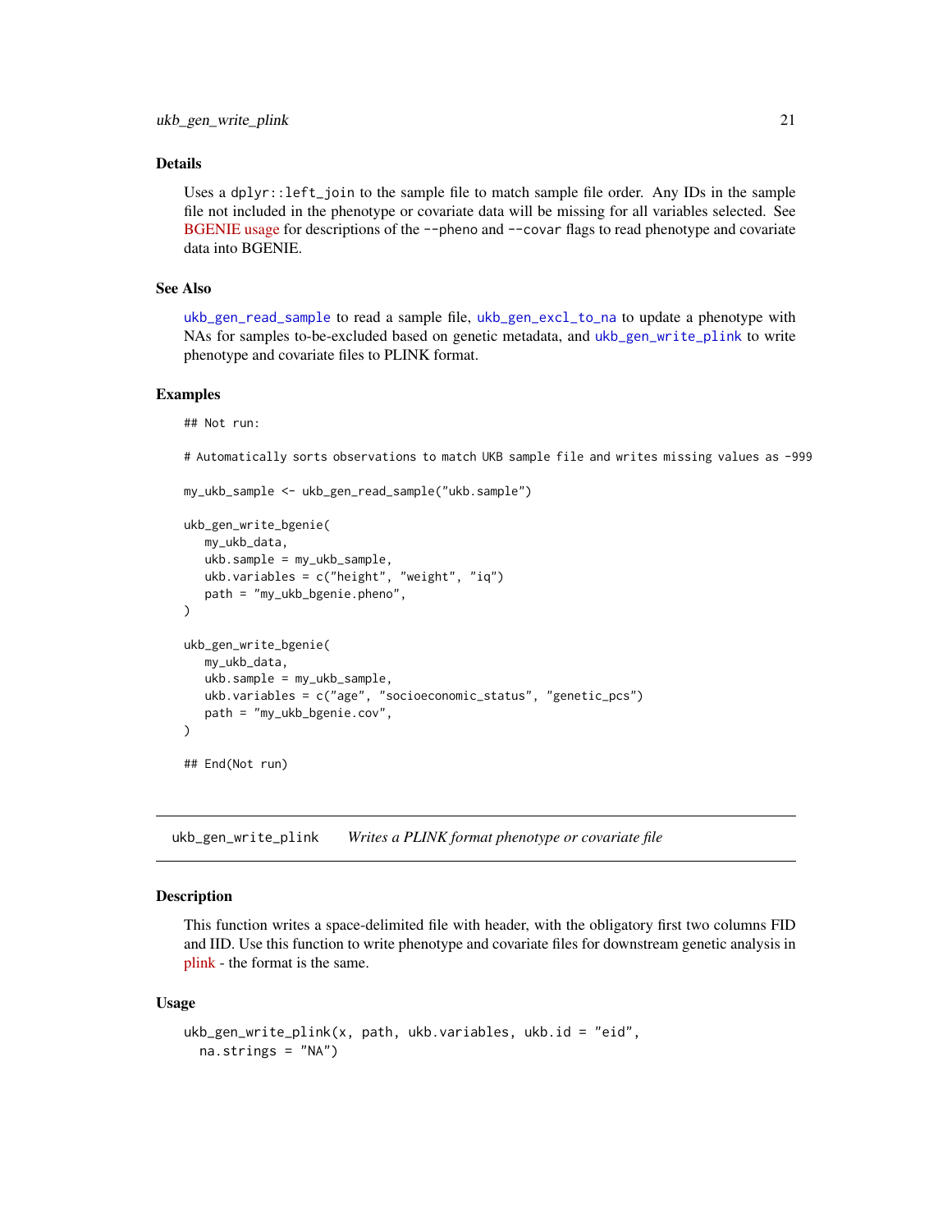### Details

Uses a `dplyr::left_join` to the sample file to match sample file order. Any IDs in the sample file not included in the phenotype or covariate data will be missing for all variables selected. See BGENIE usage for descriptions of the `--pheno` and `--covar` flags to read phenotype and covariate data into BGENIE.

### See Also

`ukb_gen_read_sample` to read a sample file, `ukb_gen_excl_to_na` to update a phenotype with NAs for samples to-be-excluded based on genetic metadata, and `ukb_gen_write_plink` to write phenotype and covariate files to PLINK format.

### Examples

```
## Not run:

# Automatically sorts observations to match UKB sample file and writes missing values as -999

my_ukb_sample <- ukb_gen_read_sample("ukb.sample")

ukb_gen_write_bgenie(
   my_ukb_data,
   ukb.sample = my_ukb_sample,
   ukb.variables = c("height", "weight", "iq")
   path = "my_ukb_bgenie.pheno",
)

ukb_gen_write_bgenie(
   my_ukb_data,
   ukb.sample = my_ukb_sample,
   ukb.variables = c("age", "socioeconomic_status", "genetic_pcs")
   path = "my_ukb_bgenie.cov",
)

## End(Not run)
```

---

## ukb_gen_write_plink — *Writes a PLINK format phenotype or covariate file*

### Description

This function writes a space-delimited file with header, with the obligatory first two columns FID and IID. Use this function to write phenotype and covariate files for downstream genetic analysis in plink - the format is the same.

### Usage

```
ukb_gen_write_plink(x, path, ukb.variables, ukb.id = "eid",
  na.strings = "NA")
```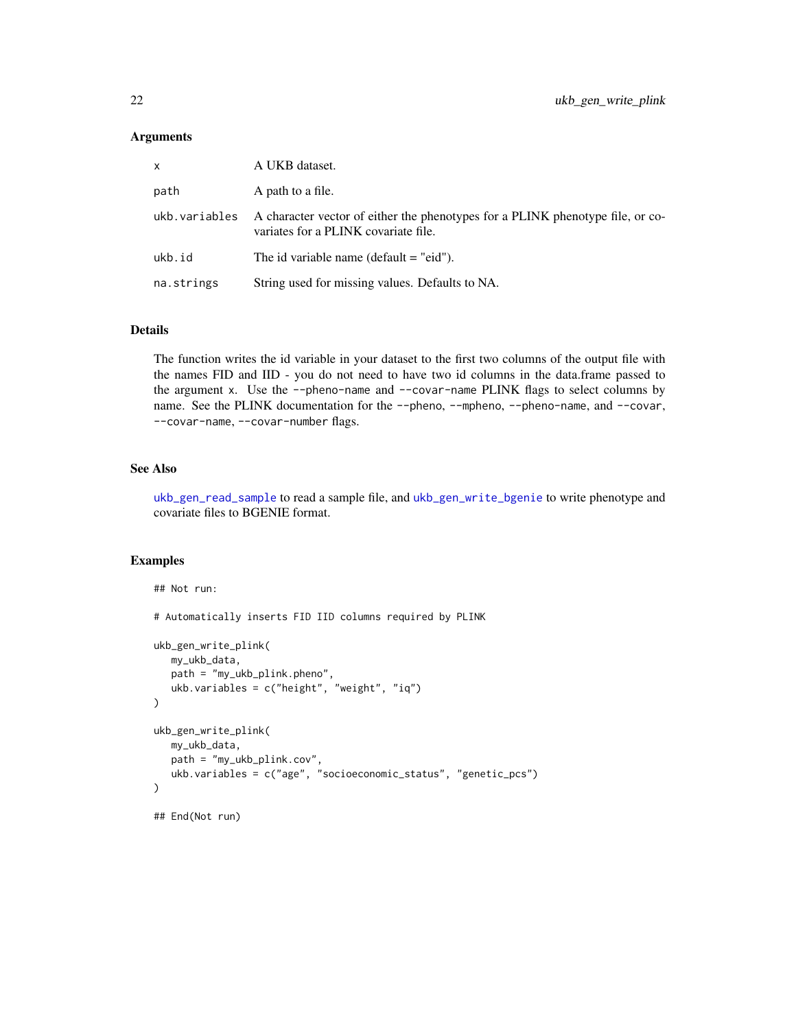### Arguments

| | |
|---|---|
| x | A UKB dataset. |
| path | A path to a file. |
| ukb.variables | A character vector of either the phenotypes for a PLINK phenotype file, or co-variates for a PLINK covariate file. |
| ukb.id | The id variable name (default = "eid"). |
| na.strings | String used for missing values. Defaults to NA. |

### Details

The function writes the id variable in your dataset to the first two columns of the output file with the names FID and IID - you do not need to have two id columns in the data.frame passed to the argument `x`. Use the `--pheno-name` and `--covar-name` PLINK flags to select columns by name. See the PLINK documentation for the `--pheno`, `--mpheno`, `--pheno-name`, and `--covar`, `--covar-name`, `--covar-number` flags.

### See Also

`ukb_gen_read_sample` to read a sample file, and `ukb_gen_write_bgenie` to write phenotype and covariate files to BGENIE format.

### Examples

```
## Not run:

# Automatically inserts FID IID columns required by PLINK

ukb_gen_write_plink(
   my_ukb_data,
   path = "my_ukb_plink.pheno",
   ukb.variables = c("height", "weight", "iq")
)

ukb_gen_write_plink(
   my_ukb_data,
   path = "my_ukb_plink.cov",
   ukb.variables = c("age", "socioeconomic_status", "genetic_pcs")
)

## End(Not run)
```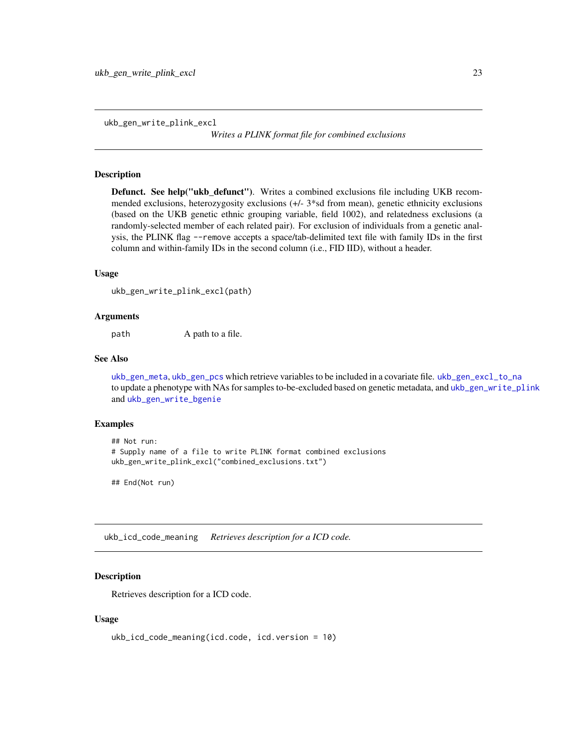## ukb_gen_write_plink_excl

*Writes a PLINK format file for combined exclusions*

### Description

**Defunct. See help("ukb_defunct")**. Writes a combined exclusions file including UKB recommended exclusions, heterozygosity exclusions (+/- 3*sd from mean), genetic ethnicity exclusions (based on the UKB genetic ethnic grouping variable, field 1002), and relatedness exclusions (a randomly-selected member of each related pair). For exclusion of individuals from a genetic analysis, the PLINK flag `--remove` accepts a space/tab-delimited text file with family IDs in the first column and within-family IDs in the second column (i.e., FID IID), without a header.

### Usage

```
ukb_gen_write_plink_excl(path)
```

### Arguments

| | |
|---|---|
| `path` | A path to a file. |

### See Also

`ukb_gen_meta`, `ukb_gen_pcs` which retrieve variables to be included in a covariate file. `ukb_gen_excl_to_na` to update a phenotype with NAs for samples to-be-excluded based on genetic metadata, and `ukb_gen_write_plink` and `ukb_gen_write_bgenie`

### Examples

```
## Not run:
# Supply name of a file to write PLINK format combined exclusions
ukb_gen_write_plink_excl("combined_exclusions.txt")

## End(Not run)
```

## ukb_icd_code_meaning

*Retrieves description for a ICD code.*

### Description

Retrieves description for a ICD code.

### Usage

```
ukb_icd_code_meaning(icd.code, icd.version = 10)
```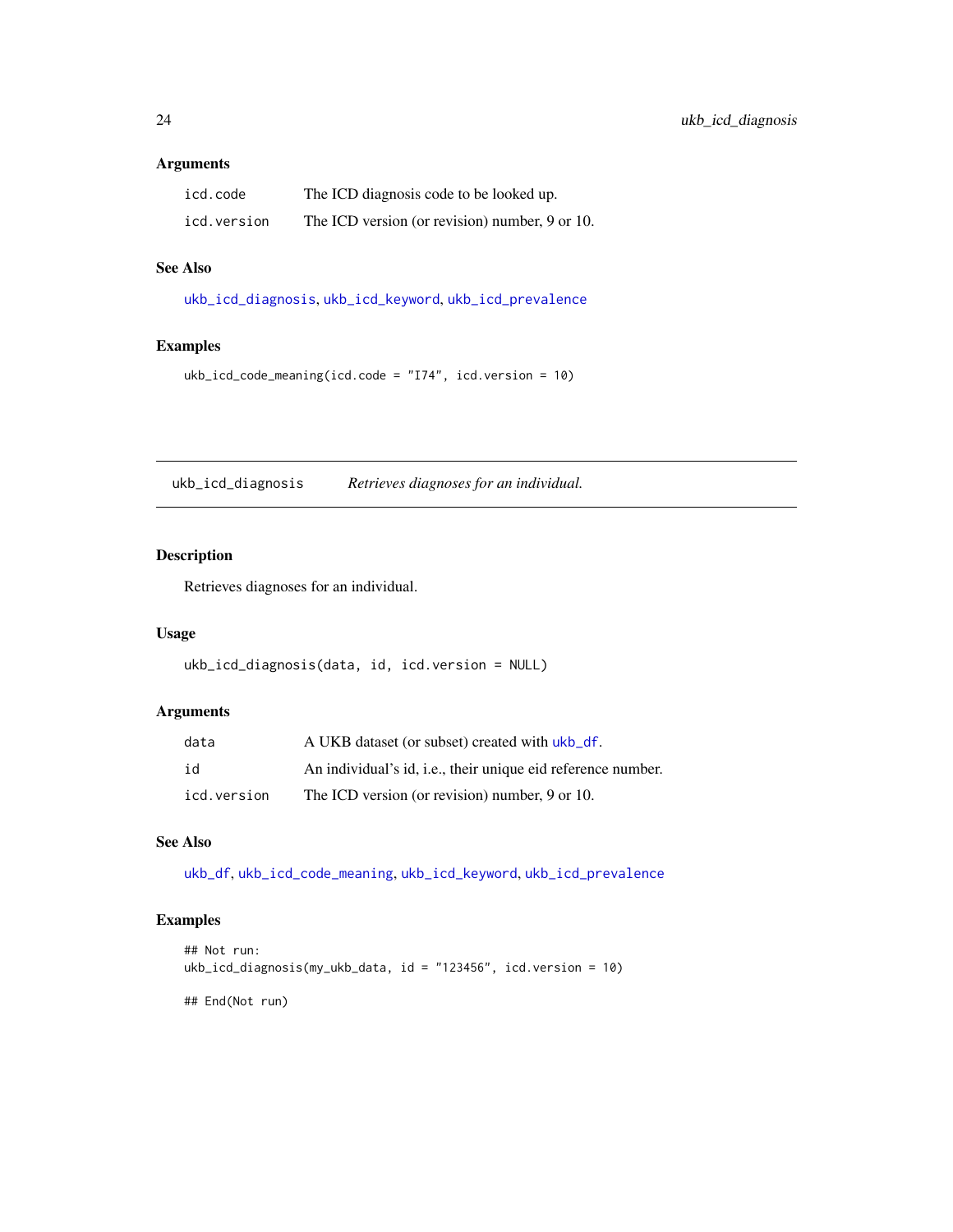### Arguments

| | |
|---|---|
| icd.code | The ICD diagnosis code to be looked up. |
| icd.version | The ICD version (or revision) number, 9 or 10. |

### See Also

ukb_icd_diagnosis, ukb_icd_keyword, ukb_icd_prevalence

### Examples

```
ukb_icd_code_meaning(icd.code = "I74", icd.version = 10)
```

## ukb_icd_diagnosis *Retrieves diagnoses for an individual.*

### Description

Retrieves diagnoses for an individual.

### Usage

```
ukb_icd_diagnosis(data, id, icd.version = NULL)
```

### Arguments

| | |
|---|---|
| data | A UKB dataset (or subset) created with ukb_df. |
| id | An individual's id, i.e., their unique eid reference number. |
| icd.version | The ICD version (or revision) number, 9 or 10. |

### See Also

ukb_df, ukb_icd_code_meaning, ukb_icd_keyword, ukb_icd_prevalence

### Examples

```
## Not run:
ukb_icd_diagnosis(my_ukb_data, id = "123456", icd.version = 10)

## End(Not run)
```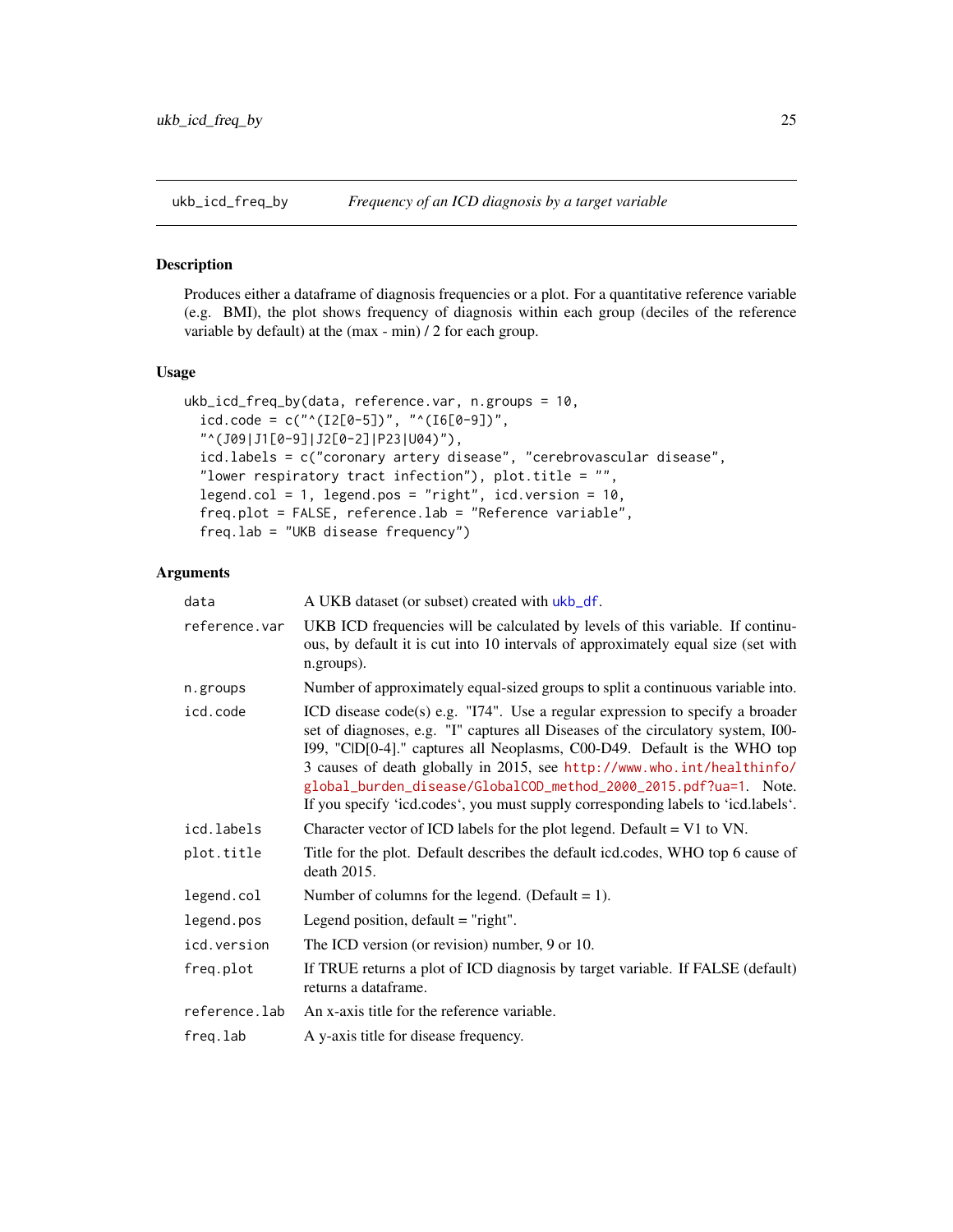## ukb_icd_freq_by — *Frequency of an ICD diagnosis by a target variable*

### Description

Produces either a dataframe of diagnosis frequencies or a plot. For a quantitative reference variable (e.g. BMI), the plot shows frequency of diagnosis within each group (deciles of the reference variable by default) at the (max - min) / 2 for each group.

### Usage

```
ukb_icd_freq_by(data, reference.var, n.groups = 10,
  icd.code = c("^(I2[0-5])", "^(I6[0-9])",
  "^(J09|J1[0-9]|J2[0-2]|P23|U04)"),
  icd.labels = c("coronary artery disease", "cerebrovascular disease",
  "lower respiratory tract infection"), plot.title = "",
  legend.col = 1, legend.pos = "right", icd.version = 10,
  freq.plot = FALSE, reference.lab = "Reference variable",
  freq.lab = "UKB disease frequency")
```

### Arguments

| | |
|---|---|
| data | A UKB dataset (or subset) created with ukb_df. |
| reference.var | UKB ICD frequencies will be calculated by levels of this variable. If continuous, by default it is cut into 10 intervals of approximately equal size (set with n.groups). |
| n.groups | Number of approximately equal-sized groups to split a continuous variable into. |
| icd.code | ICD disease code(s) e.g. "I74". Use a regular expression to specify a broader set of diagnoses, e.g. "I" captures all Diseases of the circulatory system, I00-I99, "C\|D[0-4]." captures all Neoplasms, C00-D49. Default is the WHO top 3 causes of death globally in 2015, see http://www.who.int/healthinfo/global_burden_disease/GlobalCOD_method_2000_2015.pdf?ua=1. Note. If you specify 'icd.codes', you must supply corresponding labels to 'icd.labels'. |
| icd.labels | Character vector of ICD labels for the plot legend. Default = V1 to VN. |
| plot.title | Title for the plot. Default describes the default icd.codes, WHO top 6 cause of death 2015. |
| legend.col | Number of columns for the legend. (Default = 1). |
| legend.pos | Legend position, default = "right". |
| icd.version | The ICD version (or revision) number, 9 or 10. |
| freq.plot | If TRUE returns a plot of ICD diagnosis by target variable. If FALSE (default) returns a dataframe. |
| reference.lab | An x-axis title for the reference variable. |
| freq.lab | A y-axis title for disease frequency. |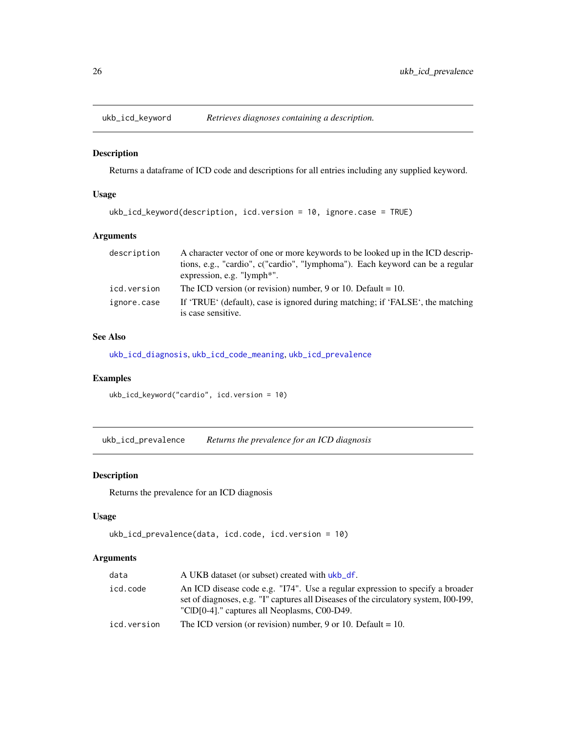## ukb_icd_keyword *Retrieves diagnoses containing a description.*

### Description

Returns a dataframe of ICD code and descriptions for all entries including any supplied keyword.

### Usage

```
ukb_icd_keyword(description, icd.version = 10, ignore.case = TRUE)
```

### Arguments

| | |
|---|---|
| description | A character vector of one or more keywords to be looked up in the ICD descriptions, e.g., "cardio", c("cardio", "lymphoma"). Each keyword can be a regular expression, e.g. "lymph*". |
| icd.version | The ICD version (or revision) number, 9 or 10. Default = 10. |
| ignore.case | If 'TRUE' (default), case is ignored during matching; if 'FALSE', the matching is case sensitive. |

### See Also

ukb_icd_diagnosis, ukb_icd_code_meaning, ukb_icd_prevalence

### Examples

```
ukb_icd_keyword("cardio", icd.version = 10)
```

## ukb_icd_prevalence *Returns the prevalence for an ICD diagnosis*

### Description

Returns the prevalence for an ICD diagnosis

### Usage

```
ukb_icd_prevalence(data, icd.code, icd.version = 10)
```

### Arguments

| | |
|---|---|
| data | A UKB dataset (or subset) created with ukb_df. |
| icd.code | An ICD disease code e.g. "I74". Use a regular expression to specify a broader set of diagnoses, e.g. "I" captures all Diseases of the circulatory system, I00-I99, "C\|D[0-4]." captures all Neoplasms, C00-D49. |
| icd.version | The ICD version (or revision) number, 9 or 10. Default = 10. |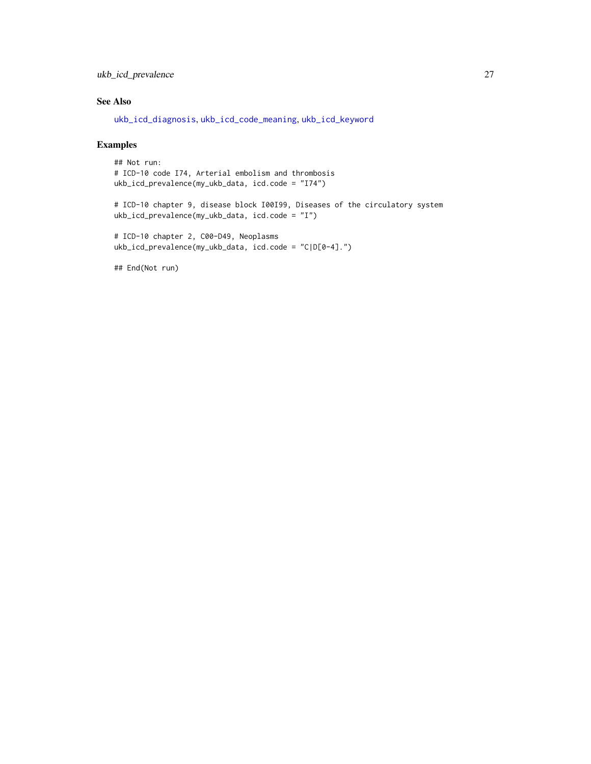## See Also

ukb_icd_diagnosis, ukb_icd_code_meaning, ukb_icd_keyword

## Examples

```
## Not run:
# ICD-10 code I74, Arterial embolism and thrombosis
ukb_icd_prevalence(my_ukb_data, icd.code = "I74")

# ICD-10 chapter 9, disease block I00I99, Diseases of the circulatory system
ukb_icd_prevalence(my_ukb_data, icd.code = "I")

# ICD-10 chapter 2, C00-D49, Neoplasms
ukb_icd_prevalence(my_ukb_data, icd.code = "C|D[0-4].")

## End(Not run)
```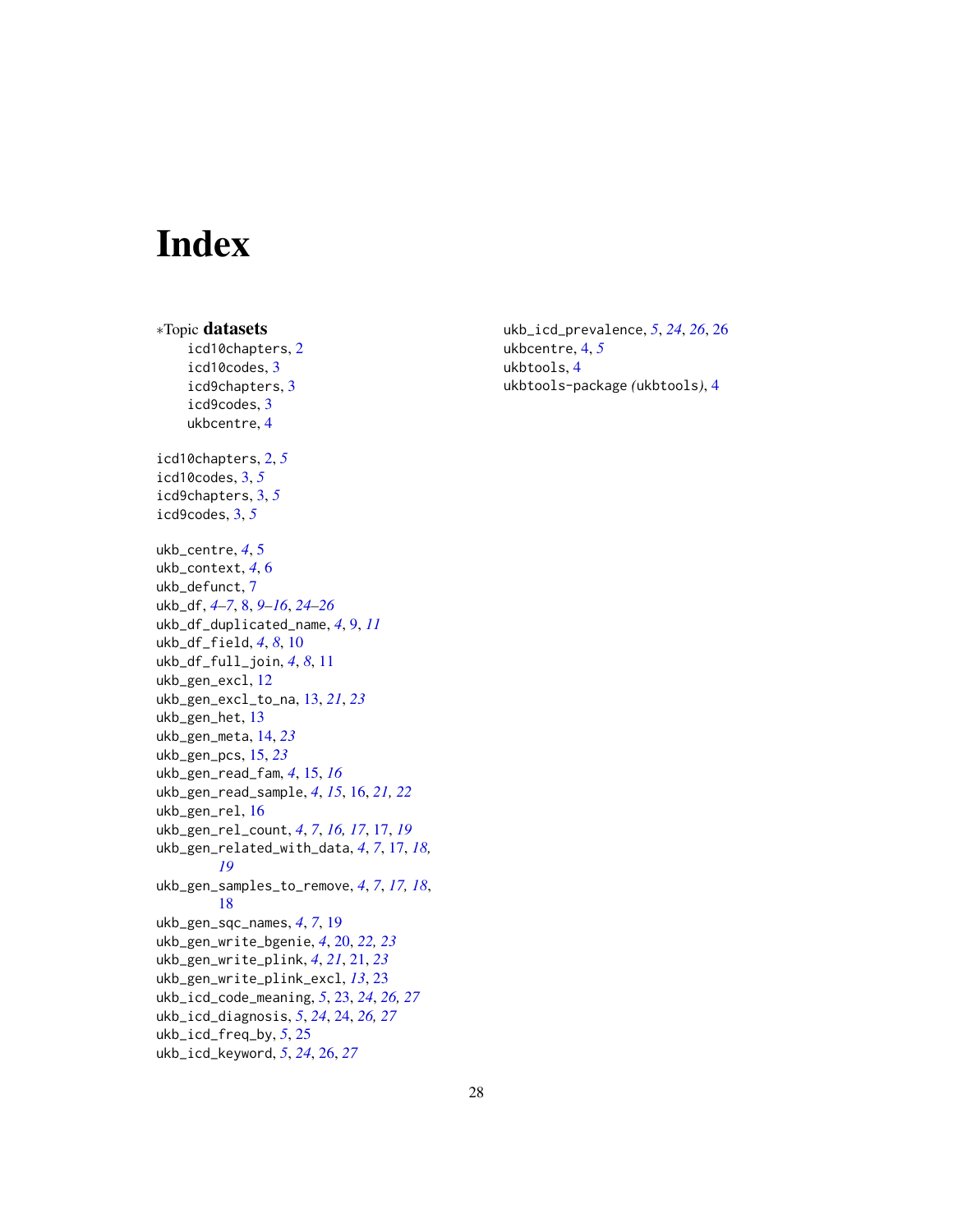# Index

∗Topic **datasets**

- icd10chapters, 2
- icd10codes, 3
- icd9chapters, 3
- icd9codes, 3
- ukbcentre, 4

icd10chapters, 2, *5*
icd10codes, 3, *5*
icd9chapters, 3, *5*
icd9codes, 3, *5*

ukb_centre, *4*, 5
ukb_context, *4*, 6
ukb_defunct, 7
ukb_df, *4–7*, 8, *9–16*, *24–26*
ukb_df_duplicated_name, *4*, 9, *11*
ukb_df_field, *4*, *8*, 10
ukb_df_full_join, *4*, *8*, 11
ukb_gen_excl, 12
ukb_gen_excl_to_na, 13, *21*, *23*
ukb_gen_het, 13
ukb_gen_meta, 14, *23*
ukb_gen_pcs, 15, *23*
ukb_gen_read_fam, *4*, 15, *16*
ukb_gen_read_sample, *4*, *15*, 16, *21, 22*
ukb_gen_rel, 16
ukb_gen_rel_count, *4*, *7*, *16, 17*, 17, *19*
ukb_gen_related_with_data, *4*, *7*, 17, *18, 19*
ukb_gen_samples_to_remove, *4*, *7*, *17, 18*, 18
ukb_gen_sqc_names, *4*, *7*, 19
ukb_gen_write_bgenie, *4*, 20, *22, 23*
ukb_gen_write_plink, *4*, *21*, 21, *23*
ukb_gen_write_plink_excl, *13*, 23
ukb_icd_code_meaning, *5*, 23, *24*, *26, 27*
ukb_icd_diagnosis, *5*, *24*, 24, *26, 27*
ukb_icd_freq_by, *5*, 25
ukb_icd_keyword, *5*, *24*, 26, *27*
ukb_icd_prevalence, *5*, *24*, *26*, 26
ukbcentre, 4, *5*
ukbtools, 4
ukbtools-package *(*ukbtools*)*, 4